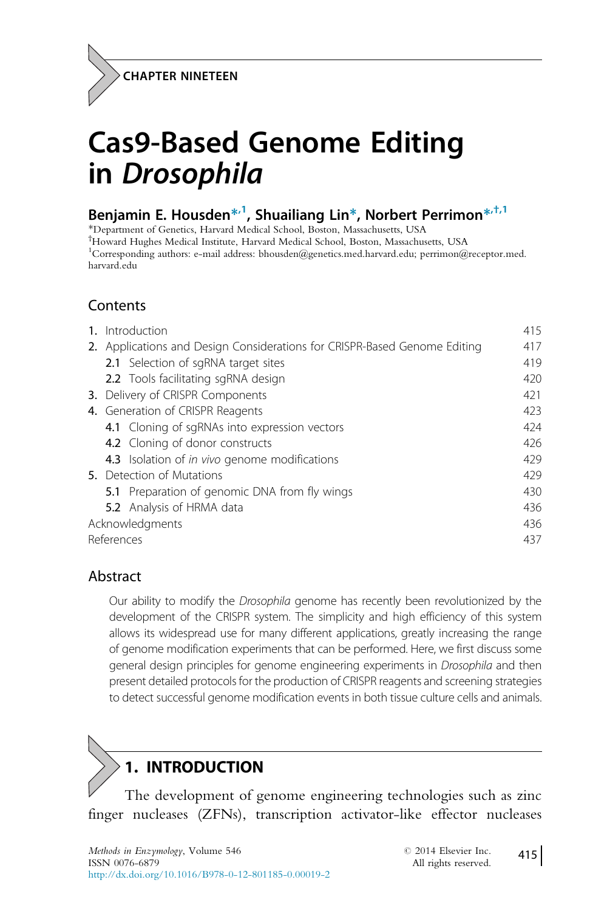CHAPTER NINETEEN

# Cas9-Based Genome Editing in *Drosophila*

**Benjamin E. Housden**[*,1], **Shuailiang Lin**[*], **Norbert Perrimon**[*,†,1]

[*]Department of Genetics, Harvard Medical School, Boston, Massachusetts, USA
[†]Howard Hughes Medical Institute, Harvard Medical School, Boston, Massachusetts, USA
[1]Corresponding authors: e-mail address: bhousden@genetics.med.harvard.edu; perrimon@receptor.med.harvard.edu

## Contents

| | |
|---|---|
| **1.** Introduction | 415 |
| **2.** Applications and Design Considerations for CRISPR-Based Genome Editing | 417 |
| **2.1** Selection of sgRNA target sites | 419 |
| **2.2** Tools facilitating sgRNA design | 420 |
| **3.** Delivery of CRISPR Components | 421 |
| **4.** Generation of CRISPR Reagents | 423 |
| **4.1** Cloning of sgRNAs into expression vectors | 424 |
| **4.2** Cloning of donor constructs | 426 |
| **4.3** Isolation of *in vivo* genome modifications | 429 |
| **5.** Detection of Mutations | 429 |
| **5.1** Preparation of genomic DNA from fly wings | 430 |
| **5.2** Analysis of HRMA data | 436 |
| Acknowledgments | 436 |
| References | 437 |

## Abstract

Our ability to modify the *Drosophila* genome has recently been revolutionized by the development of the CRISPR system. The simplicity and high efficiency of this system allows its widespread use for many different applications, greatly increasing the range of genome modification experiments that can be performed. Here, we first discuss some general design principles for genome engineering experiments in *Drosophila* and then present detailed protocols for the production of CRISPR reagents and screening strategies to detect successful genome modification events in both tissue culture cells and animals.

## 1. INTRODUCTION

The development of genome engineering technologies such as zinc finger nucleases (ZFNs), transcription activator-like effector nucleases

*Methods in Enzymology*, Volume 546
ISSN 0076-6879
http://dx.doi.org/10.1016/B978-0-12-801185-0.00019-2

© 2014 Elsevier Inc.
All rights reserved.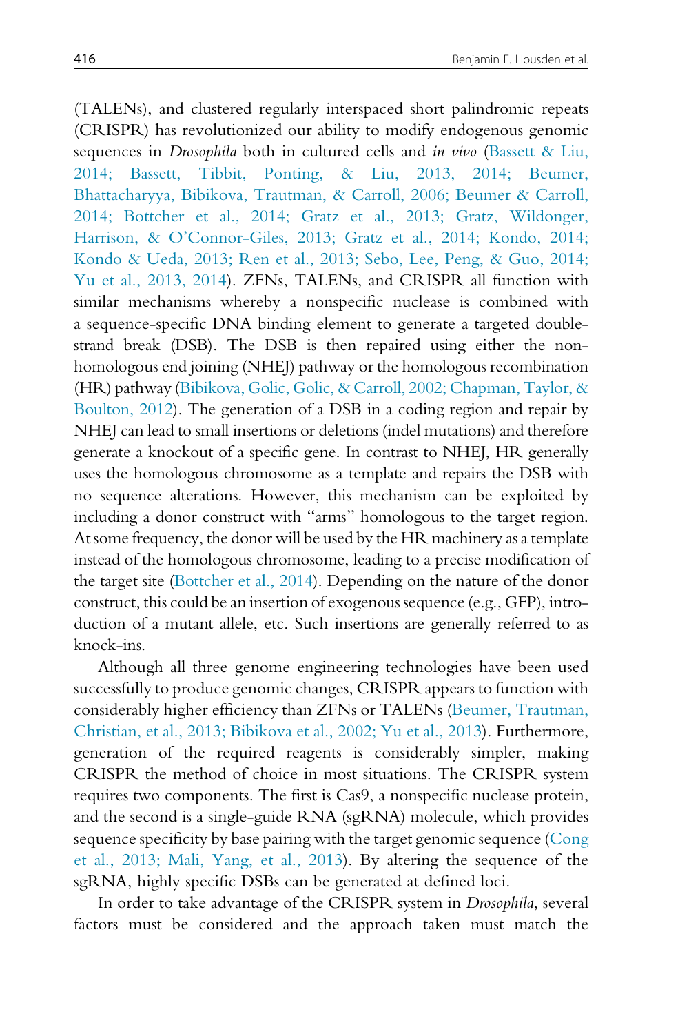(TALENs), and clustered regularly interspaced short palindromic repeats (CRISPR) has revolutionized our ability to modify endogenous genomic sequences in *Drosophila* both in cultured cells and *in vivo* (Bassett & Liu, 2014; Bassett, Tibbit, Ponting, & Liu, 2013, 2014; Beumer, Bhattacharyya, Bibikova, Trautman, & Carroll, 2006; Beumer & Carroll, 2014; Bottcher et al., 2014; Gratz et al., 2013; Gratz, Wildonger, Harrison, & O'Connor-Giles, 2013; Gratz et al., 2014; Kondo, 2014; Kondo & Ueda, 2013; Ren et al., 2013; Sebo, Lee, Peng, & Guo, 2014; Yu et al., 2013, 2014). ZFNs, TALENs, and CRISPR all function with similar mechanisms whereby a nonspecific nuclease is combined with a sequence-specific DNA binding element to generate a targeted double-strand break (DSB). The DSB is then repaired using either the non-homologous end joining (NHEJ) pathway or the homologous recombination (HR) pathway (Bibikova, Golic, Golic, & Carroll, 2002; Chapman, Taylor, & Boulton, 2012). The generation of a DSB in a coding region and repair by NHEJ can lead to small insertions or deletions (indel mutations) and therefore generate a knockout of a specific gene. In contrast to NHEJ, HR generally uses the homologous chromosome as a template and repairs the DSB with no sequence alterations. However, this mechanism can be exploited by including a donor construct with "arms" homologous to the target region. At some frequency, the donor will be used by the HR machinery as a template instead of the homologous chromosome, leading to a precise modification of the target site (Bottcher et al., 2014). Depending on the nature of the donor construct, this could be an insertion of exogenous sequence (e.g., GFP), introduction of a mutant allele, etc. Such insertions are generally referred to as knock-ins.

Although all three genome engineering technologies have been used successfully to produce genomic changes, CRISPR appears to function with considerably higher efficiency than ZFNs or TALENs (Beumer, Trautman, Christian, et al., 2013; Bibikova et al., 2002; Yu et al., 2013). Furthermore, generation of the required reagents is considerably simpler, making CRISPR the method of choice in most situations. The CRISPR system requires two components. The first is Cas9, a nonspecific nuclease protein, and the second is a single-guide RNA (sgRNA) molecule, which provides sequence specificity by base pairing with the target genomic sequence (Cong et al., 2013; Mali, Yang, et al., 2013). By altering the sequence of the sgRNA, highly specific DSBs can be generated at defined loci.

In order to take advantage of the CRISPR system in *Drosophila*, several factors must be considered and the approach taken must match the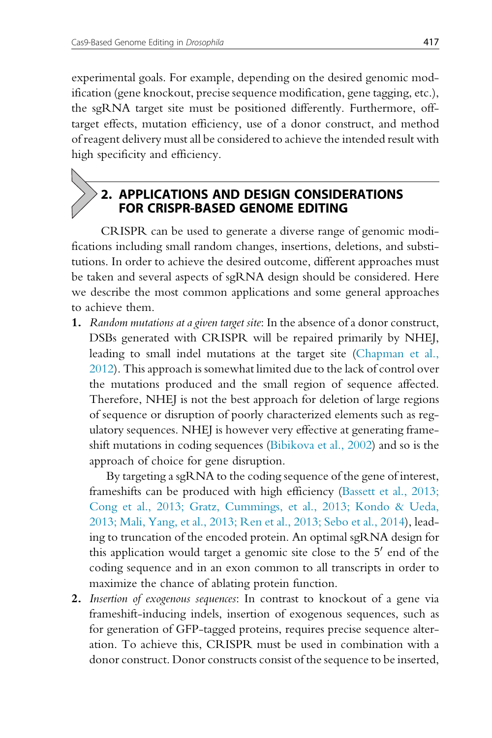experimental goals. For example, depending on the desired genomic modification (gene knockout, precise sequence modification, gene tagging, etc.), the sgRNA target site must be positioned differently. Furthermore, off-target effects, mutation efficiency, use of a donor construct, and method of reagent delivery must all be considered to achieve the intended result with high specificity and efficiency.

## 2. APPLICATIONS AND DESIGN CONSIDERATIONS FOR CRISPR-BASED GENOME EDITING

CRISPR can be used to generate a diverse range of genomic modifications including small random changes, insertions, deletions, and substitutions. In order to achieve the desired outcome, different approaches must be taken and several aspects of sgRNA design should be considered. Here we describe the most common applications and some general approaches to achieve them.

1. *Random mutations at a given target site*: In the absence of a donor construct, DSBs generated with CRISPR will be repaired primarily by NHEJ, leading to small indel mutations at the target site (Chapman et al., 2012). This approach is somewhat limited due to the lack of control over the mutations produced and the small region of sequence affected. Therefore, NHEJ is not the best approach for deletion of large regions of sequence or disruption of poorly characterized elements such as regulatory sequences. NHEJ is however very effective at generating frameshift mutations in coding sequences (Bibikova et al., 2002) and so is the approach of choice for gene disruption.

   By targeting a sgRNA to the coding sequence of the gene of interest, frameshifts can be produced with high efficiency (Bassett et al., 2013; Cong et al., 2013; Gratz, Cummings, et al., 2013; Kondo & Ueda, 2013; Mali, Yang, et al., 2013; Ren et al., 2013; Sebo et al., 2014), leading to truncation of the encoded protein. An optimal sgRNA design for this application would target a genomic site close to the 5′ end of the coding sequence and in an exon common to all transcripts in order to maximize the chance of ablating protein function.

2. *Insertion of exogenous sequences*: In contrast to knockout of a gene via frameshift-inducing indels, insertion of exogenous sequences, such as for generation of GFP-tagged proteins, requires precise sequence alteration. To achieve this, CRISPR must be used in combination with a donor construct. Donor constructs consist of the sequence to be inserted,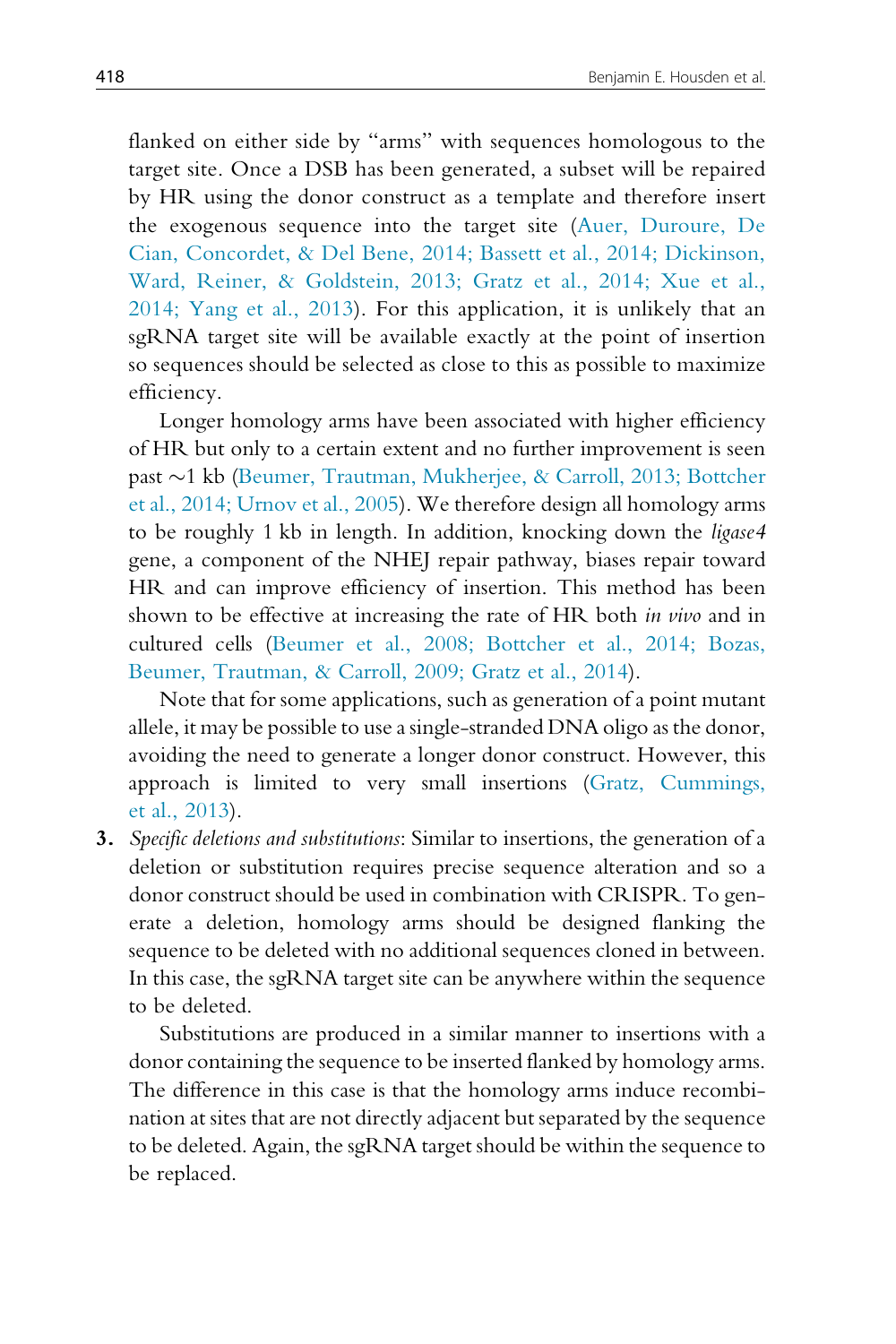flanked on either side by "arms" with sequences homologous to the target site. Once a DSB has been generated, a subset will be repaired by HR using the donor construct as a template and therefore insert the exogenous sequence into the target site (Auer, Duroure, De Cian, Concordet, & Del Bene, 2014; Bassett et al., 2014; Dickinson, Ward, Reiner, & Goldstein, 2013; Gratz et al., 2014; Xue et al., 2014; Yang et al., 2013). For this application, it is unlikely that an sgRNA target site will be available exactly at the point of insertion so sequences should be selected as close to this as possible to maximize efficiency.

Longer homology arms have been associated with higher efficiency of HR but only to a certain extent and no further improvement is seen past ~1 kb (Beumer, Trautman, Mukherjee, & Carroll, 2013; Bottcher et al., 2014; Urnov et al., 2005). We therefore design all homology arms to be roughly 1 kb in length. In addition, knocking down the *ligase4* gene, a component of the NHEJ repair pathway, biases repair toward HR and can improve efficiency of insertion. This method has been shown to be effective at increasing the rate of HR both *in vivo* and in cultured cells (Beumer et al., 2008; Bottcher et al., 2014; Bozas, Beumer, Trautman, & Carroll, 2009; Gratz et al., 2014).

Note that for some applications, such as generation of a point mutant allele, it may be possible to use a single-stranded DNA oligo as the donor, avoiding the need to generate a longer donor construct. However, this approach is limited to very small insertions (Gratz, Cummings, et al., 2013).

3. *Specific deletions and substitutions*: Similar to insertions, the generation of a deletion or substitution requires precise sequence alteration and so a donor construct should be used in combination with CRISPR. To generate a deletion, homology arms should be designed flanking the sequence to be deleted with no additional sequences cloned in between. In this case, the sgRNA target site can be anywhere within the sequence to be deleted.

   Substitutions are produced in a similar manner to insertions with a donor containing the sequence to be inserted flanked by homology arms. The difference in this case is that the homology arms induce recombination at sites that are not directly adjacent but separated by the sequence to be deleted. Again, the sgRNA target should be within the sequence to be replaced.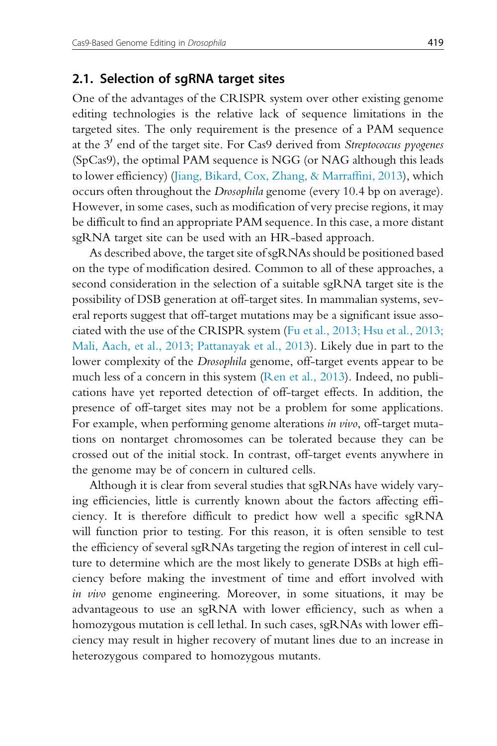## 2.1. Selection of sgRNA target sites

One of the advantages of the CRISPR system over other existing genome editing technologies is the relative lack of sequence limitations in the targeted sites. The only requirement is the presence of a PAM sequence at the 3′ end of the target site. For Cas9 derived from *Streptococcus pyogenes* (SpCas9), the optimal PAM sequence is NGG (or NAG although this leads to lower efficiency) (Jiang, Bikard, Cox, Zhang, & Marraffini, 2013), which occurs often throughout the *Drosophila* genome (every 10.4 bp on average). However, in some cases, such as modification of very precise regions, it may be difficult to find an appropriate PAM sequence. In this case, a more distant sgRNA target site can be used with an HR-based approach.

As described above, the target site of sgRNAs should be positioned based on the type of modification desired. Common to all of these approaches, a second consideration in the selection of a suitable sgRNA target site is the possibility of DSB generation at off-target sites. In mammalian systems, several reports suggest that off-target mutations may be a significant issue associated with the use of the CRISPR system (Fu et al., 2013; Hsu et al., 2013; Mali, Aach, et al., 2013; Pattanayak et al., 2013). Likely due in part to the lower complexity of the *Drosophila* genome, off-target events appear to be much less of a concern in this system (Ren et al., 2013). Indeed, no publications have yet reported detection of off-target effects. In addition, the presence of off-target sites may not be a problem for some applications. For example, when performing genome alterations *in vivo*, off-target mutations on nontarget chromosomes can be tolerated because they can be crossed out of the initial stock. In contrast, off-target events anywhere in the genome may be of concern in cultured cells.

Although it is clear from several studies that sgRNAs have widely varying efficiencies, little is currently known about the factors affecting efficiency. It is therefore difficult to predict how well a specific sgRNA will function prior to testing. For this reason, it is often sensible to test the efficiency of several sgRNAs targeting the region of interest in cell culture to determine which are the most likely to generate DSBs at high efficiency before making the investment of time and effort involved with *in vivo* genome engineering. Moreover, in some situations, it may be advantageous to use an sgRNA with lower efficiency, such as when a homozygous mutation is cell lethal. In such cases, sgRNAs with lower efficiency may result in higher recovery of mutant lines due to an increase in heterozygous compared to homozygous mutants.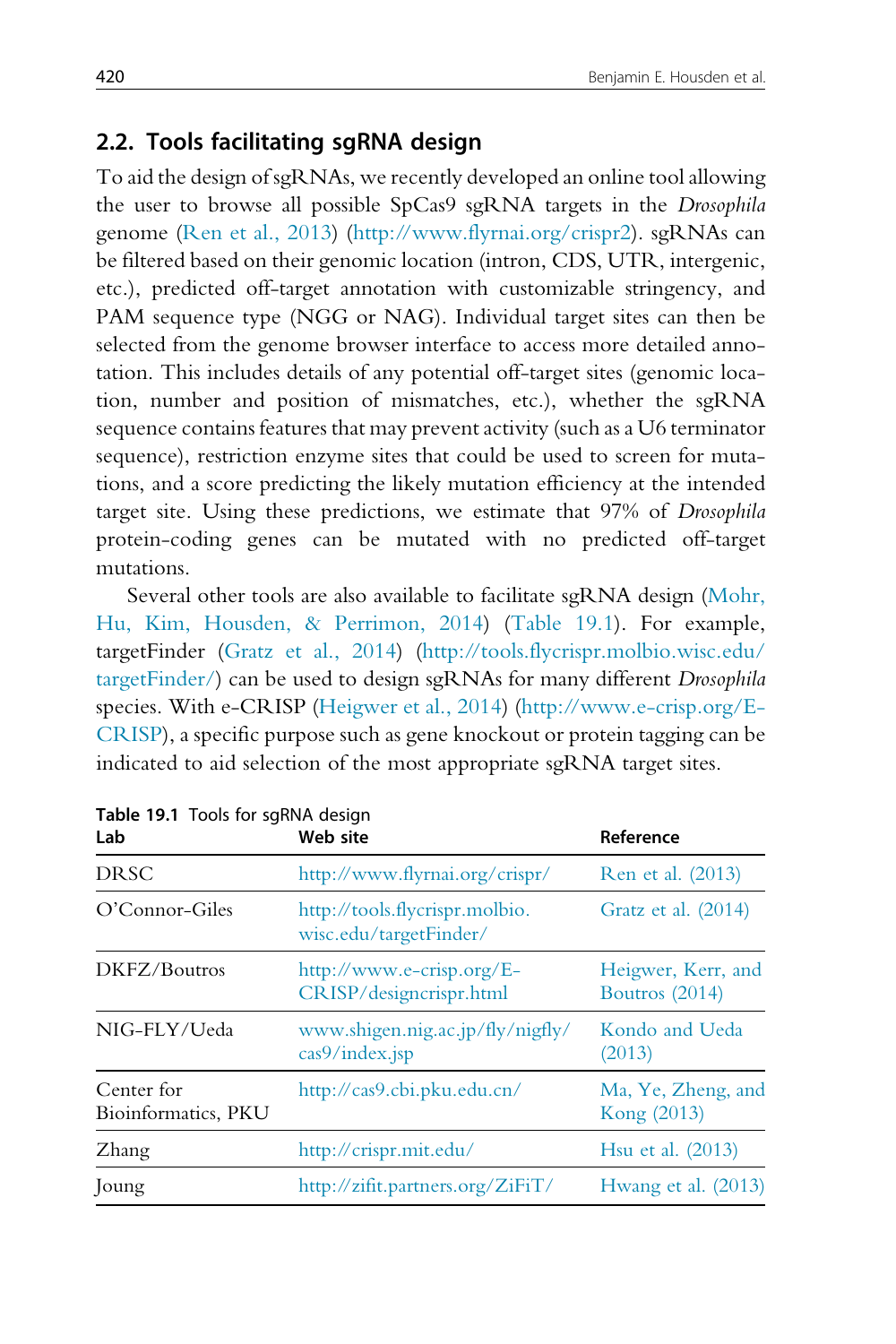## 2.2. Tools facilitating sgRNA design

To aid the design of sgRNAs, we recently developed an online tool allowing the user to browse all possible SpCas9 sgRNA targets in the *Drosophila* genome (Ren et al., 2013) (http://www.flyrnai.org/crispr2). sgRNAs can be filtered based on their genomic location (intron, CDS, UTR, intergenic, etc.), predicted off-target annotation with customizable stringency, and PAM sequence type (NGG or NAG). Individual target sites can then be selected from the genome browser interface to access more detailed annotation. This includes details of any potential off-target sites (genomic location, number and position of mismatches, etc.), whether the sgRNA sequence contains features that may prevent activity (such as a U6 terminator sequence), restriction enzyme sites that could be used to screen for mutations, and a score predicting the likely mutation efficiency at the intended target site. Using these predictions, we estimate that 97% of *Drosophila* protein-coding genes can be mutated with no predicted off-target mutations.

Several other tools are also available to facilitate sgRNA design (Mohr, Hu, Kim, Housden, & Perrimon, 2014) (Table 19.1). For example, targetFinder (Gratz et al., 2014) (http://tools.flycrispr.molbio.wisc.edu/targetFinder/) can be used to design sgRNAs for many different *Drosophila* species. With e-CRISP (Heigwer et al., 2014) (http://www.e-crisp.org/E-CRISP), a specific purpose such as gene knockout or protein tagging can be indicated to aid selection of the most appropriate sgRNA target sites.

**Table 19.1** Tools for sgRNA design

| Lab | Web site | Reference |
|---|---|---|
| DRSC | http://www.flyrnai.org/crispr/ | Ren et al. (2013) |
| O'Connor-Giles | http://tools.flycrispr.molbio.wisc.edu/targetFinder/ | Gratz et al. (2014) |
| DKFZ/Boutros | http://www.e-crisp.org/E-CRISP/designcrispr.html | Heigwer, Kerr, and Boutros (2014) |
| NIG-FLY/Ueda | www.shigen.nig.ac.jp/fly/nigfly/cas9/index.jsp | Kondo and Ueda (2013) |
| Center for Bioinformatics, PKU | http://cas9.cbi.pku.edu.cn/ | Ma, Ye, Zheng, and Kong (2013) |
| Zhang | http://crispr.mit.edu/ | Hsu et al. (2013) |
| Joung | http://zifit.partners.org/ZiFiT/ | Hwang et al. (2013) |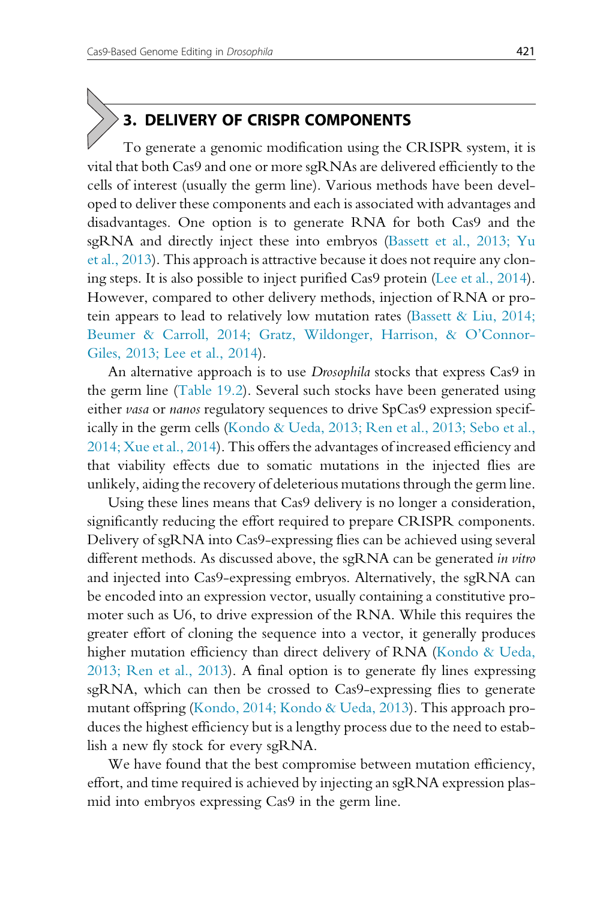## 3. DELIVERY OF CRISPR COMPONENTS

To generate a genomic modification using the CRISPR system, it is vital that both Cas9 and one or more sgRNAs are delivered efficiently to the cells of interest (usually the germ line). Various methods have been developed to deliver these components and each is associated with advantages and disadvantages. One option is to generate RNA for both Cas9 and the sgRNA and directly inject these into embryos (Bassett et al., 2013; Yu et al., 2013). This approach is attractive because it does not require any cloning steps. It is also possible to inject purified Cas9 protein (Lee et al., 2014). However, compared to other delivery methods, injection of RNA or protein appears to lead to relatively low mutation rates (Bassett & Liu, 2014; Beumer & Carroll, 2014; Gratz, Wildonger, Harrison, & O'Connor-Giles, 2013; Lee et al., 2014).

An alternative approach is to use *Drosophila* stocks that express Cas9 in the germ line (Table 19.2). Several such stocks have been generated using either *vasa* or *nanos* regulatory sequences to drive SpCas9 expression specifically in the germ cells (Kondo & Ueda, 2013; Ren et al., 2013; Sebo et al., 2014; Xue et al., 2014). This offers the advantages of increased efficiency and that viability effects due to somatic mutations in the injected flies are unlikely, aiding the recovery of deleterious mutations through the germ line.

Using these lines means that Cas9 delivery is no longer a consideration, significantly reducing the effort required to prepare CRISPR components. Delivery of sgRNA into Cas9-expressing flies can be achieved using several different methods. As discussed above, the sgRNA can be generated *in vitro* and injected into Cas9-expressing embryos. Alternatively, the sgRNA can be encoded into an expression vector, usually containing a constitutive promoter such as U6, to drive expression of the RNA. While this requires the greater effort of cloning the sequence into a vector, it generally produces higher mutation efficiency than direct delivery of RNA (Kondo & Ueda, 2013; Ren et al., 2013). A final option is to generate fly lines expressing sgRNA, which can then be crossed to Cas9-expressing flies to generate mutant offspring (Kondo, 2014; Kondo & Ueda, 2013). This approach produces the highest efficiency but is a lengthy process due to the need to establish a new fly stock for every sgRNA.

We have found that the best compromise between mutation efficiency, effort, and time required is achieved by injecting an sgRNA expression plasmid into embryos expressing Cas9 in the germ line.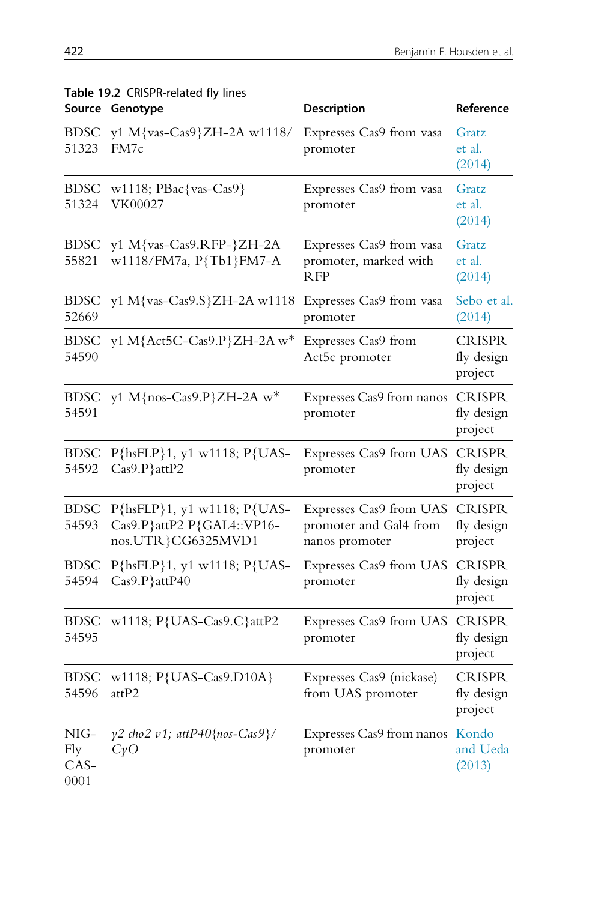**Table 19.2** CRISPR-related fly lines

| Source | Genotype | Description | Reference |
|---|---|---|---|
| BDSC 51323 | y1 M{vas-Cas9}ZH-2A w1118/ FM7c | Expresses Cas9 from vasa promoter | Gratz et al. (2014) |
| BDSC 51324 | w1118; PBac{vas-Cas9} VK00027 | Expresses Cas9 from vasa promoter | Gratz et al. (2014) |
| BDSC 55821 | y1 M{vas-Cas9.RFP-}ZH-2A w1118/FM7a, P{Tb1}FM7-A | Expresses Cas9 from vasa promoter, marked with RFP | Gratz et al. (2014) |
| BDSC 52669 | y1 M{vas-Cas9.S}ZH-2A w1118 | Expresses Cas9 from vasa promoter | Sebo et al. (2014) |
| BDSC 54590 | y1 M{Act5C-Cas9.P}ZH-2A w* | Expresses Cas9 from Act5c promoter | CRISPR fly design project |
| BDSC 54591 | y1 M{nos-Cas9.P}ZH-2A w* | Expresses Cas9 from nanos promoter | CRISPR fly design project |
| BDSC 54592 | P{hsFLP}1, y1 w1118; P{UAS-Cas9.P}attP2 | Expresses Cas9 from UAS promoter | CRISPR fly design project |
| BDSC 54593 | P{hsFLP}1, y1 w1118; P{UAS-Cas9.P}attP2 P{GAL4::VP16-nos.UTR}CG6325MVD1 | Expresses Cas9 from UAS promoter and Gal4 from nanos promoter | CRISPR fly design project |
| BDSC 54594 | P{hsFLP}1, y1 w1118; P{UAS-Cas9.P}attP40 | Expresses Cas9 from UAS promoter | CRISPR fly design project |
| BDSC 54595 | w1118; P{UAS-Cas9.C}attP2 | Expresses Cas9 from UAS promoter | CRISPR fly design project |
| BDSC 54596 | w1118; P{UAS-Cas9.D10A} attP2 | Expresses Cas9 (nickase) from UAS promoter | CRISPR fly design project |
| NIG-Fly CAS-0001 | *y2 cho2 v1; attP40{nos-Cas9}/ CyO* | Expresses Cas9 from nanos promoter | Kondo and Ueda (2013) |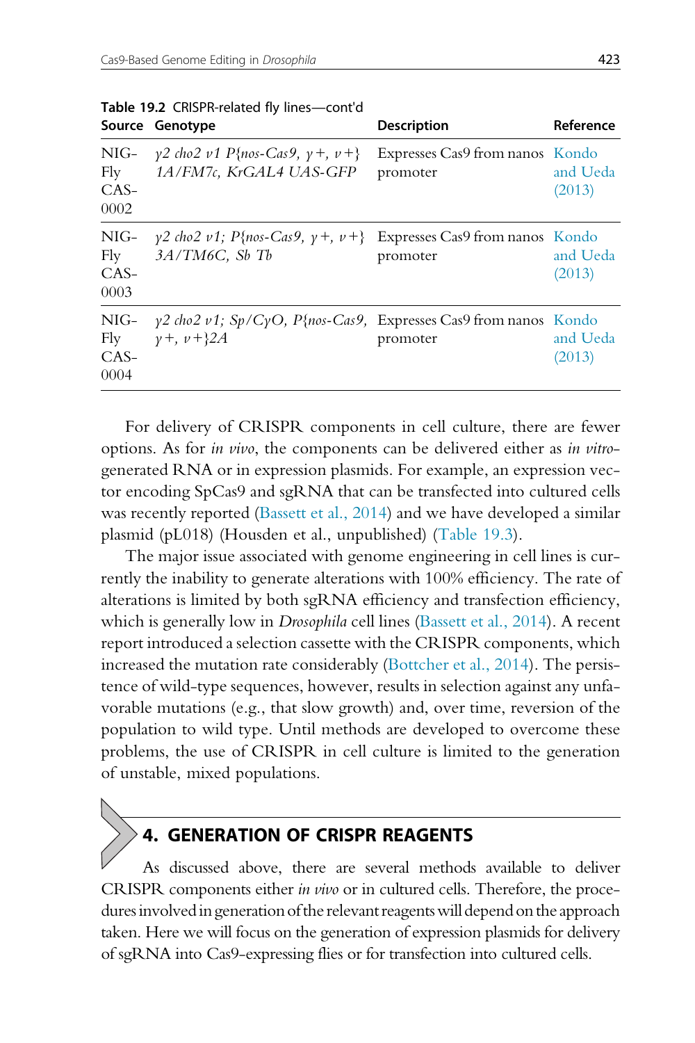**Table 19.2** CRISPR-related fly lines—cont'd

| Source | Genotype | Description | Reference |
|---|---|---|---|
| NIG-Fly CAS-0002 | *y2 cho2 v1 P{nos-Cas9, y+, v+} 1A/FM7c, KrGAL4 UAS-GFP* | Expresses Cas9 from nanos promoter | Kondo and Ueda (2013) |
| NIG-Fly CAS-0003 | *y2 cho2 v1; P{nos-Cas9, y+, v+} 3A/TM6C, Sb Tb* | Expresses Cas9 from nanos promoter | Kondo and Ueda (2013) |
| NIG-Fly CAS-0004 | *y2 cho2 v1; Sp/CyO, P{nos-Cas9, y+, v+}2A* | Expresses Cas9 from nanos promoter | Kondo and Ueda (2013) |

For delivery of CRISPR components in cell culture, there are fewer options. As for *in vivo*, the components can be delivered either as *in vitro*-generated RNA or in expression plasmids. For example, an expression vector encoding SpCas9 and sgRNA that can be transfected into cultured cells was recently reported (Bassett et al., 2014) and we have developed a similar plasmid (pL018) (Housden et al., unpublished) (Table 19.3).

The major issue associated with genome engineering in cell lines is currently the inability to generate alterations with 100% efficiency. The rate of alterations is limited by both sgRNA efficiency and transfection efficiency, which is generally low in *Drosophila* cell lines (Bassett et al., 2014). A recent report introduced a selection cassette with the CRISPR components, which increased the mutation rate considerably (Bottcher et al., 2014). The persistence of wild-type sequences, however, results in selection against any unfavorable mutations (e.g., that slow growth) and, over time, reversion of the population to wild type. Until methods are developed to overcome these problems, the use of CRISPR in cell culture is limited to the generation of unstable, mixed populations.

## 4. GENERATION OF CRISPR REAGENTS

As discussed above, there are several methods available to deliver CRISPR components either *in vivo* or in cultured cells. Therefore, the procedures involved in generation of the relevant reagents will depend on the approach taken. Here we will focus on the generation of expression plasmids for delivery of sgRNA into Cas9-expressing flies or for transfection into cultured cells.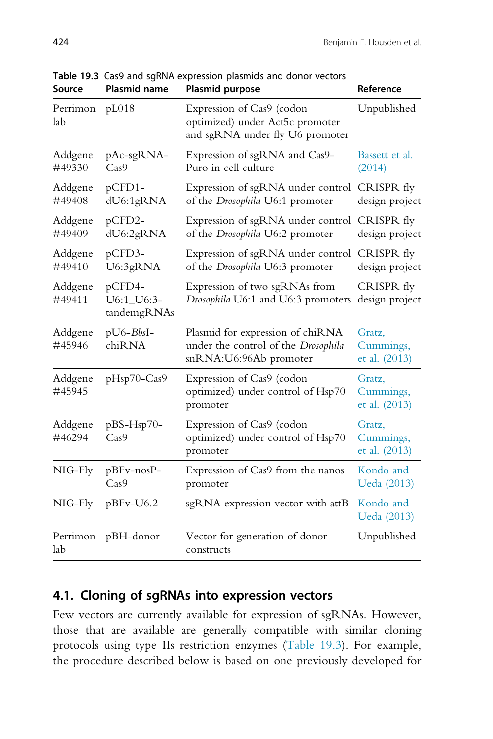**Table 19.3** Cas9 and sgRNA expression plasmids and donor vectors

| Source | Plasmid name | Plasmid purpose | Reference |
|---|---|---|---|
| Perrimon lab | pL018 | Expression of Cas9 (codon optimized) under Act5c promoter and sgRNA under fly U6 promoter | Unpublished |
| Addgene #49330 | pAc-sgRNA-Cas9 | Expression of sgRNA and Cas9-Puro in cell culture | Bassett et al. (2014) |
| Addgene #49408 | pCFD1-dU6:1gRNA | Expression of sgRNA under control of the *Drosophila* U6:1 promoter | CRISPR fly design project |
| Addgene #49409 | pCFD2-dU6:2gRNA | Expression of sgRNA under control of the *Drosophila* U6:2 promoter | CRISPR fly design project |
| Addgene #49410 | pCFD3-U6:3gRNA | Expression of sgRNA under control of the *Drosophila* U6:3 promoter | CRISPR fly design project |
| Addgene #49411 | pCFD4-U6:1_U6:3-tandemgRNAs | Expression of two sgRNAs from *Drosophila* U6:1 and U6:3 promoters | CRISPR fly design project |
| Addgene #45946 | pU6-*Bbs*I-chiRNA | Plasmid for expression of chiRNA under the control of the *Drosophila* snRNA:U6:96Ab promoter | Gratz, Cummings, et al. (2013) |
| Addgene #45945 | pHsp70-Cas9 | Expression of Cas9 (codon optimized) under control of Hsp70 promoter | Gratz, Cummings, et al. (2013) |
| Addgene #46294 | pBS-Hsp70-Cas9 | Expression of Cas9 (codon optimized) under control of Hsp70 promoter | Gratz, Cummings, et al. (2013) |
| NIG-Fly | pBFv-nosP-Cas9 | Expression of Cas9 from the nanos promoter | Kondo and Ueda (2013) |
| NIG-Fly | pBFv-U6.2 | sgRNA expression vector with attB | Kondo and Ueda (2013) |
| Perrimon lab | pBH-donor | Vector for generation of donor constructs | Unpublished |

## 4.1. Cloning of sgRNAs into expression vectors

Few vectors are currently available for expression of sgRNAs. However, those that are available are generally compatible with similar cloning protocols using type IIs restriction enzymes (Table 19.3). For example, the procedure described below is based on one previously developed for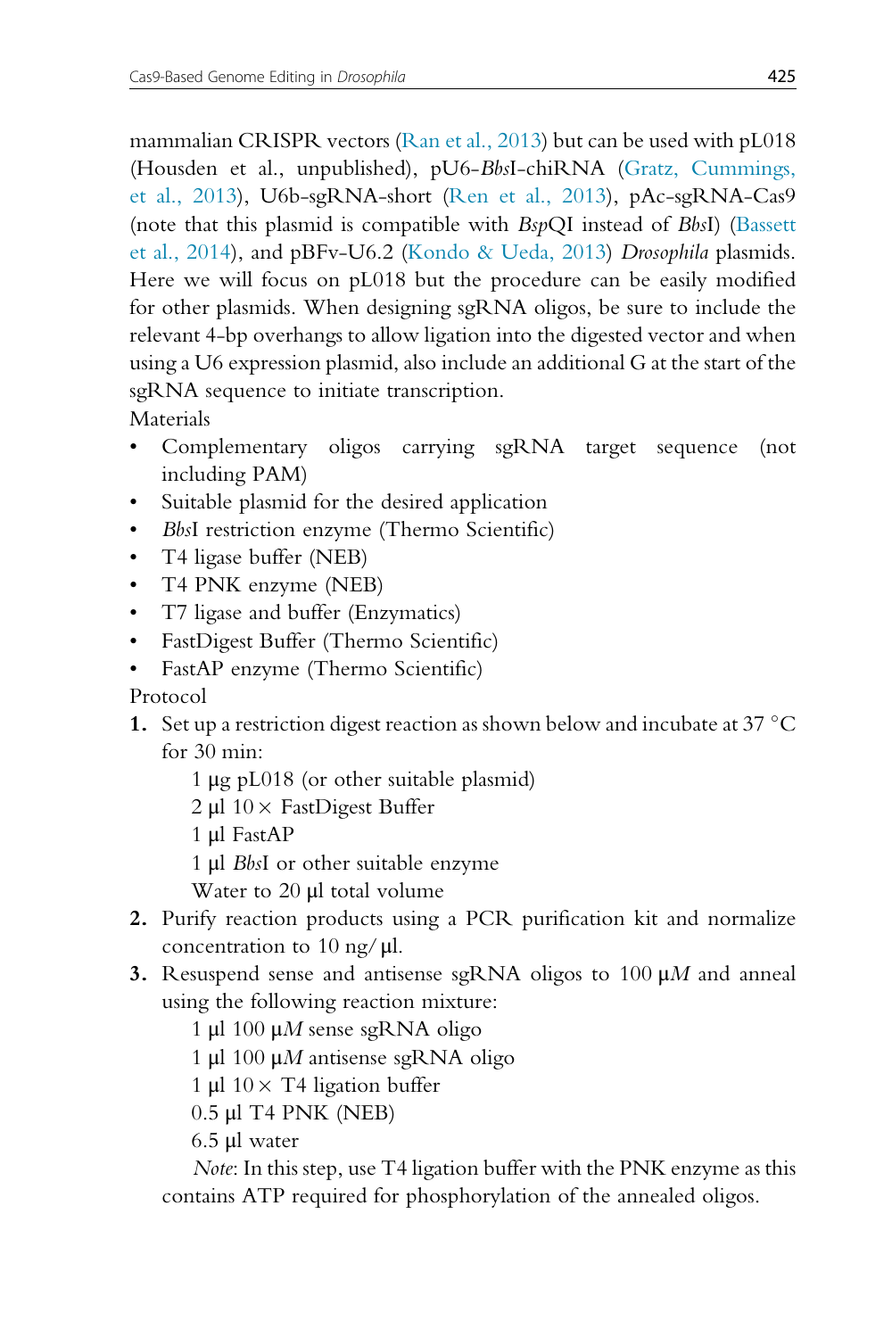mammalian CRISPR vectors (Ran et al., 2013) but can be used with pL018 (Housden et al., unpublished), pU6-*Bbs*I-chiRNA (Gratz, Cummings, et al., 2013), U6b-sgRNA-short (Ren et al., 2013), pAc-sgRNA-Cas9 (note that this plasmid is compatible with *Bsp*QI instead of *Bbs*I) (Bassett et al., 2014), and pBFv-U6.2 (Kondo & Ueda, 2013) *Drosophila* plasmids. Here we will focus on pL018 but the procedure can be easily modified for other plasmids. When designing sgRNA oligos, be sure to include the relevant 4-bp overhangs to allow ligation into the digested vector and when using a U6 expression plasmid, also include an additional G at the start of the sgRNA sequence to initiate transcription.

Materials

- Complementary oligos carrying sgRNA target sequence (not including PAM)
- Suitable plasmid for the desired application
- *Bbs*I restriction enzyme (Thermo Scientific)
- T4 ligase buffer (NEB)
- T4 PNK enzyme (NEB)
- T7 ligase and buffer (Enzymatics)
- FastDigest Buffer (Thermo Scientific)
- FastAP enzyme (Thermo Scientific)

Protocol

1. Set up a restriction digest reaction as shown below and incubate at 37 °C for 30 min:

   1 μg pL018 (or other suitable plasmid)  
   2 μl 10× FastDigest Buffer  
   1 μl FastAP  
   1 μl *Bbs*I or other suitable enzyme  
   Water to 20 μl total volume

2. Purify reaction products using a PCR purification kit and normalize concentration to 10 ng/μl.
3. Resuspend sense and antisense sgRNA oligos to 100 μ*M* and anneal using the following reaction mixture:

   1 μl 100 μ*M* sense sgRNA oligo  
   1 μl 100 μ*M* antisense sgRNA oligo  
   1 μl 10× T4 ligation buffer  
   0.5 μl T4 PNK (NEB)  
   6.5 μl water

   *Note*: In this step, use T4 ligation buffer with the PNK enzyme as this contains ATP required for phosphorylation of the annealed oligos.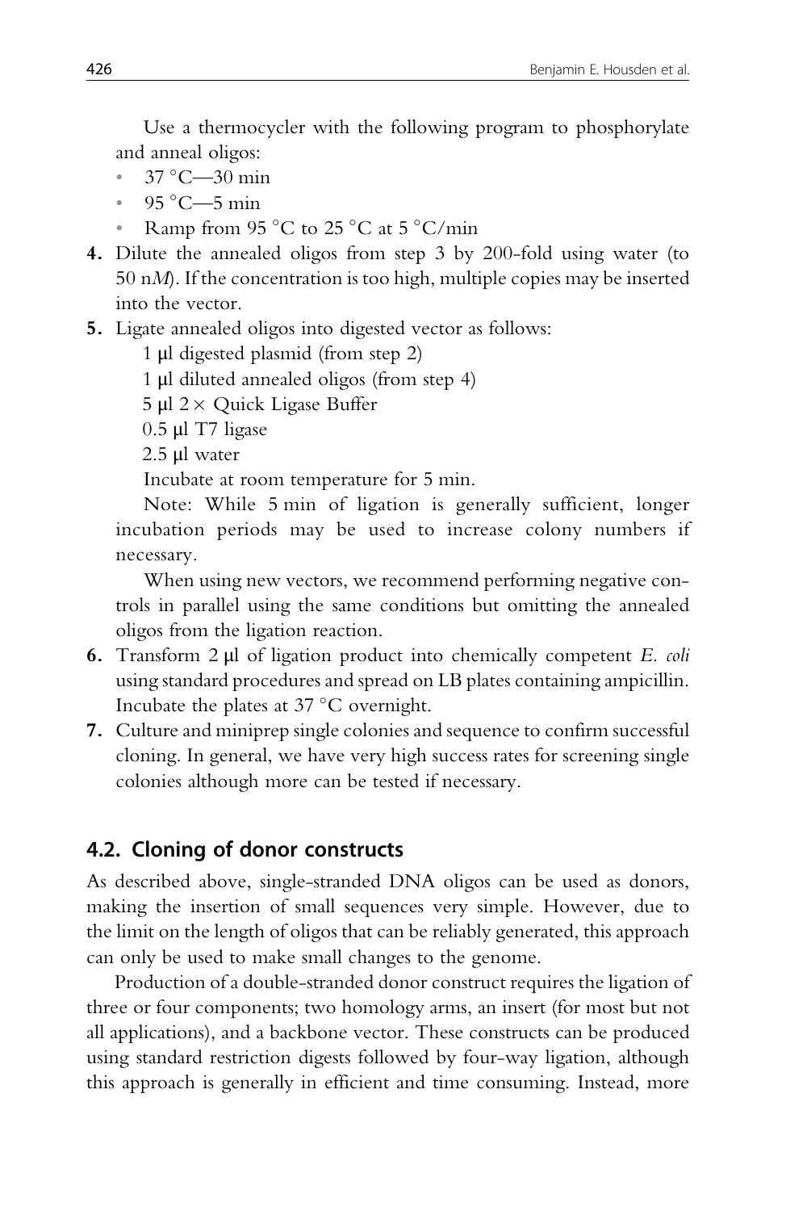Use a thermocycler with the following program to phosphorylate and anneal oligos:

- 37 °C—30 min
- 95 °C—5 min
- Ramp from 95 °C to 25 °C at 5 °C/min

4. Dilute the annealed oligos from step 3 by 200-fold using water (to 50 n*M*). If the concentration is too high, multiple copies may be inserted into the vector.
5. Ligate annealed oligos into digested vector as follows:

   1 μl digested plasmid (from step 2)

   1 μl diluted annealed oligos (from step 4)

   5 μl 2 × Quick Ligase Buffer

   0.5 μl T7 ligase

   2.5 μl water

   Incubate at room temperature for 5 min.

   Note: While 5 min of ligation is generally sufficient, longer incubation periods may be used to increase colony numbers if necessary.

   When using new vectors, we recommend performing negative controls in parallel using the same conditions but omitting the annealed oligos from the ligation reaction.
6. Transform 2 μl of ligation product into chemically competent *E. coli* using standard procedures and spread on LB plates containing ampicillin. Incubate the plates at 37 °C overnight.
7. Culture and miniprep single colonies and sequence to confirm successful cloning. In general, we have very high success rates for screening single colonies although more can be tested if necessary.

## 4.2. Cloning of donor constructs

As described above, single-stranded DNA oligos can be used as donors, making the insertion of small sequences very simple. However, due to the limit on the length of oligos that can be reliably generated, this approach can only be used to make small changes to the genome.

Production of a double-stranded donor construct requires the ligation of three or four components; two homology arms, an insert (for most but not all applications), and a backbone vector. These constructs can be produced using standard restriction digests followed by four-way ligation, although this approach is generally in efficient and time consuming. Instead, more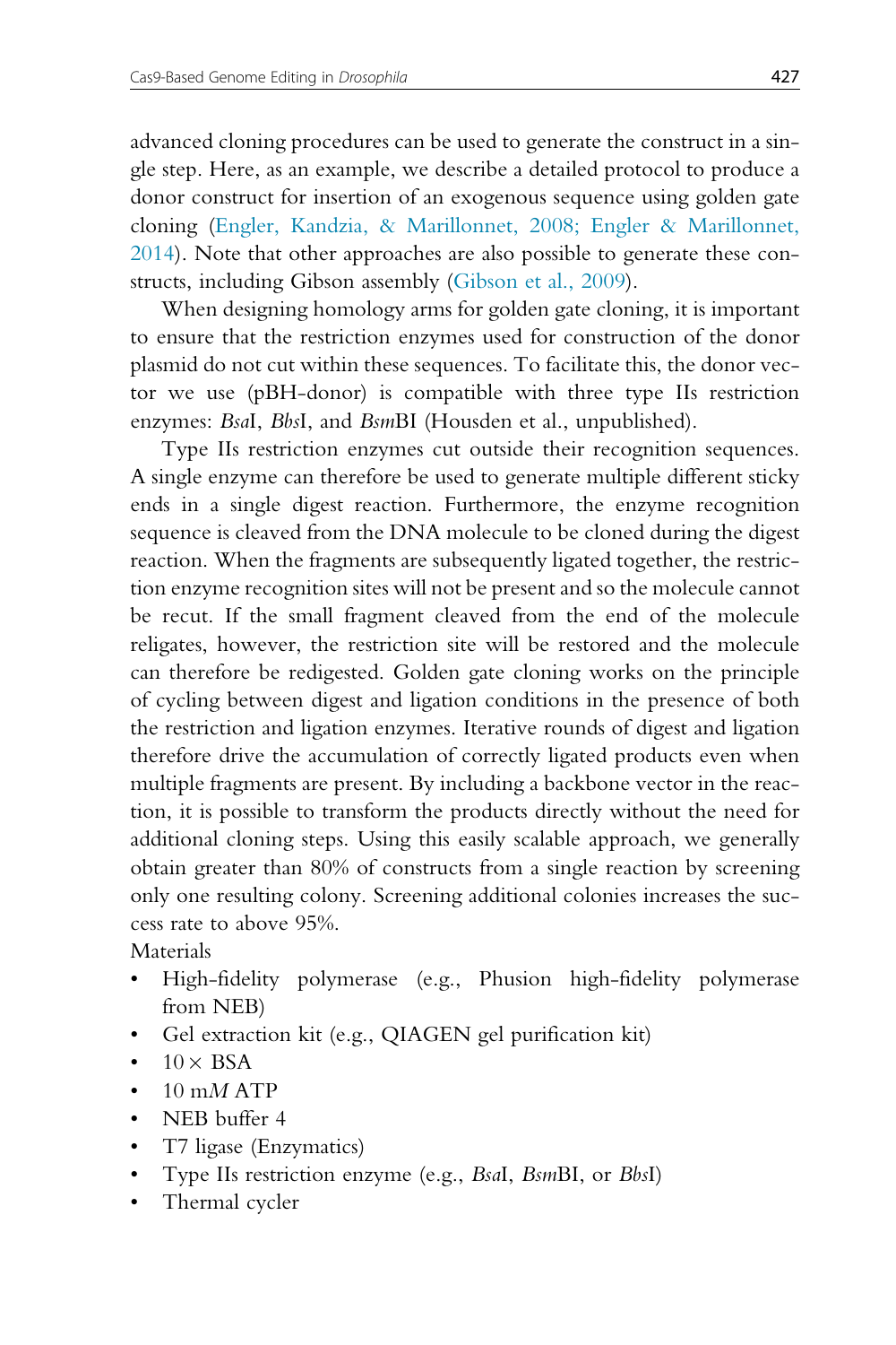advanced cloning procedures can be used to generate the construct in a single step. Here, as an example, we describe a detailed protocol to produce a donor construct for insertion of an exogenous sequence using golden gate cloning (Engler, Kandzia, & Marillonnet, 2008; Engler & Marillonnet, 2014). Note that other approaches are also possible to generate these constructs, including Gibson assembly (Gibson et al., 2009).

When designing homology arms for golden gate cloning, it is important to ensure that the restriction enzymes used for construction of the donor plasmid do not cut within these sequences. To facilitate this, the donor vector we use (pBH-donor) is compatible with three type IIs restriction enzymes: *Bsa*I, *Bbs*I, and *Bsm*BI (Housden et al., unpublished).

Type IIs restriction enzymes cut outside their recognition sequences. A single enzyme can therefore be used to generate multiple different sticky ends in a single digest reaction. Furthermore, the enzyme recognition sequence is cleaved from the DNA molecule to be cloned during the digest reaction. When the fragments are subsequently ligated together, the restriction enzyme recognition sites will not be present and so the molecule cannot be recut. If the small fragment cleaved from the end of the molecule religates, however, the restriction site will be restored and the molecule can therefore be redigested. Golden gate cloning works on the principle of cycling between digest and ligation conditions in the presence of both the restriction and ligation enzymes. Iterative rounds of digest and ligation therefore drive the accumulation of correctly ligated products even when multiple fragments are present. By including a backbone vector in the reaction, it is possible to transform the products directly without the need for additional cloning steps. Using this easily scalable approach, we generally obtain greater than 80% of constructs from a single reaction by screening only one resulting colony. Screening additional colonies increases the success rate to above 95%.

Materials

- High-fidelity polymerase (e.g., Phusion high-fidelity polymerase from NEB)
- Gel extraction kit (e.g., QIAGEN gel purification kit)
- $10\times$ BSA
- 10 m*M* ATP
- NEB buffer 4
- T7 ligase (Enzymatics)
- Type IIs restriction enzyme (e.g., *Bsa*I, *Bsm*BI, or *Bbs*I)
- Thermal cycler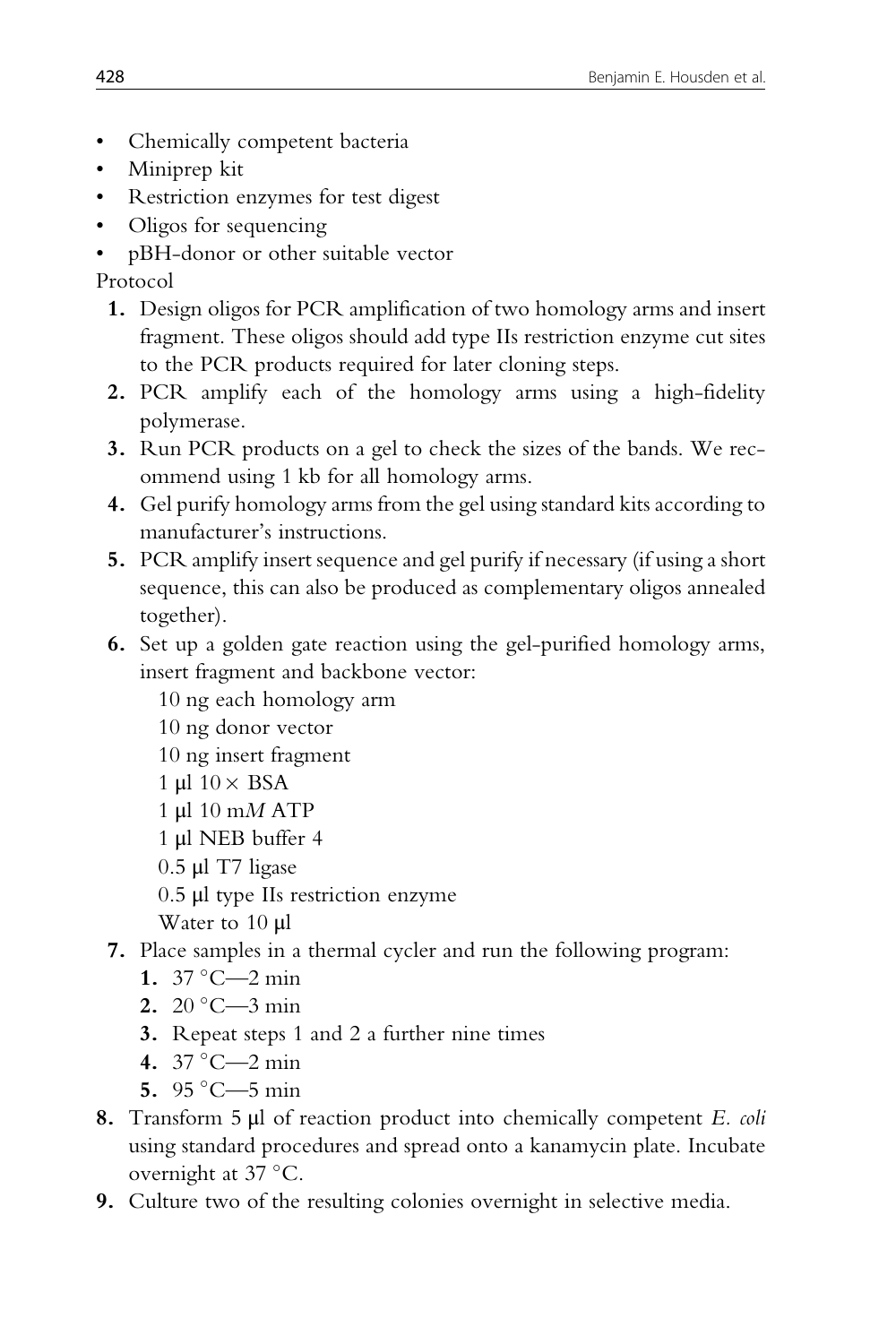- Chemically competent bacteria
- Miniprep kit
- Restriction enzymes for test digest
- Oligos for sequencing
- pBH-donor or other suitable vector

Protocol

1. Design oligos for PCR amplification of two homology arms and insert fragment. These oligos should add type IIs restriction enzyme cut sites to the PCR products required for later cloning steps.
2. PCR amplify each of the homology arms using a high-fidelity polymerase.
3. Run PCR products on a gel to check the sizes of the bands. We recommend using 1 kb for all homology arms.
4. Gel purify homology arms from the gel using standard kits according to manufacturer's instructions.
5. PCR amplify insert sequence and gel purify if necessary (if using a short sequence, this can also be produced as complementary oligos annealed together).
6. Set up a golden gate reaction using the gel-purified homology arms, insert fragment and backbone vector:

   10 ng each homology arm  
   10 ng donor vector  
   10 ng insert fragment  
   1 μl 10× BSA  
   1 μl 10 m*M* ATP  
   1 μl NEB buffer 4  
   0.5 μl T7 ligase  
   0.5 μl type IIs restriction enzyme  
   Water to 10 μl

7. Place samples in a thermal cycler and run the following program:
   1. 37 °C—2 min
   2. 20 °C—3 min
   3. Repeat steps 1 and 2 a further nine times
   4. 37 °C—2 min
   5. 95 °C—5 min
8. Transform 5 μl of reaction product into chemically competent *E. coli* using standard procedures and spread onto a kanamycin plate. Incubate overnight at 37 °C.
9. Culture two of the resulting colonies overnight in selective media.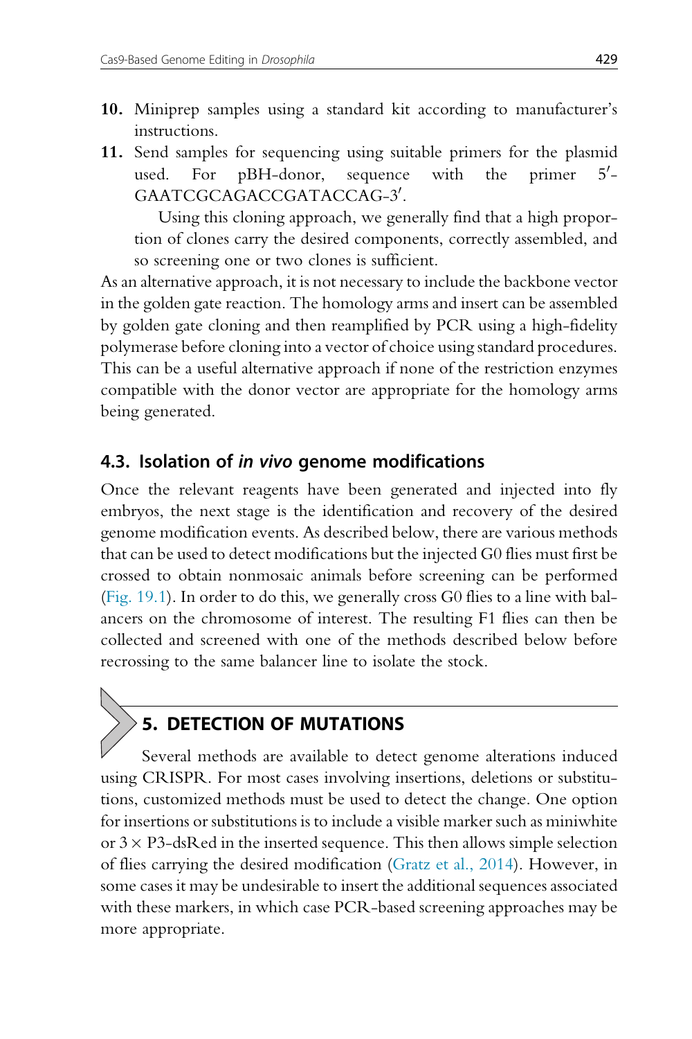10. Miniprep samples using a standard kit according to manufacturer's instructions.
11. Send samples for sequencing using suitable primers for the plasmid used. For pBH-donor, sequence with the primer 5′-GAATCGCAGACCGATACCAG-3′.

    Using this cloning approach, we generally find that a high proportion of clones carry the desired components, correctly assembled, and so screening one or two clones is sufficient.

As an alternative approach, it is not necessary to include the backbone vector in the golden gate reaction. The homology arms and insert can be assembled by golden gate cloning and then reamplified by PCR using a high-fidelity polymerase before cloning into a vector of choice using standard procedures. This can be a useful alternative approach if none of the restriction enzymes compatible with the donor vector are appropriate for the homology arms being generated.

### 4.3. Isolation of *in vivo* genome modifications

Once the relevant reagents have been generated and injected into fly embryos, the next stage is the identification and recovery of the desired genome modification events. As described below, there are various methods that can be used to detect modifications but the injected G0 flies must first be crossed to obtain nonmosaic animals before screening can be performed (Fig. 19.1). In order to do this, we generally cross G0 flies to a line with balancers on the chromosome of interest. The resulting F1 flies can then be collected and screened with one of the methods described below before recrossing to the same balancer line to isolate the stock.

## 5. DETECTION OF MUTATIONS

Several methods are available to detect genome alterations induced using CRISPR. For most cases involving insertions, deletions or substitutions, customized methods must be used to detect the change. One option for insertions or substitutions is to include a visible marker such as miniwhite or $3\times$ P3-dsRed in the inserted sequence. This then allows simple selection of flies carrying the desired modification (Gratz et al., 2014). However, in some cases it may be undesirable to insert the additional sequences associated with these markers, in which case PCR-based screening approaches may be more appropriate.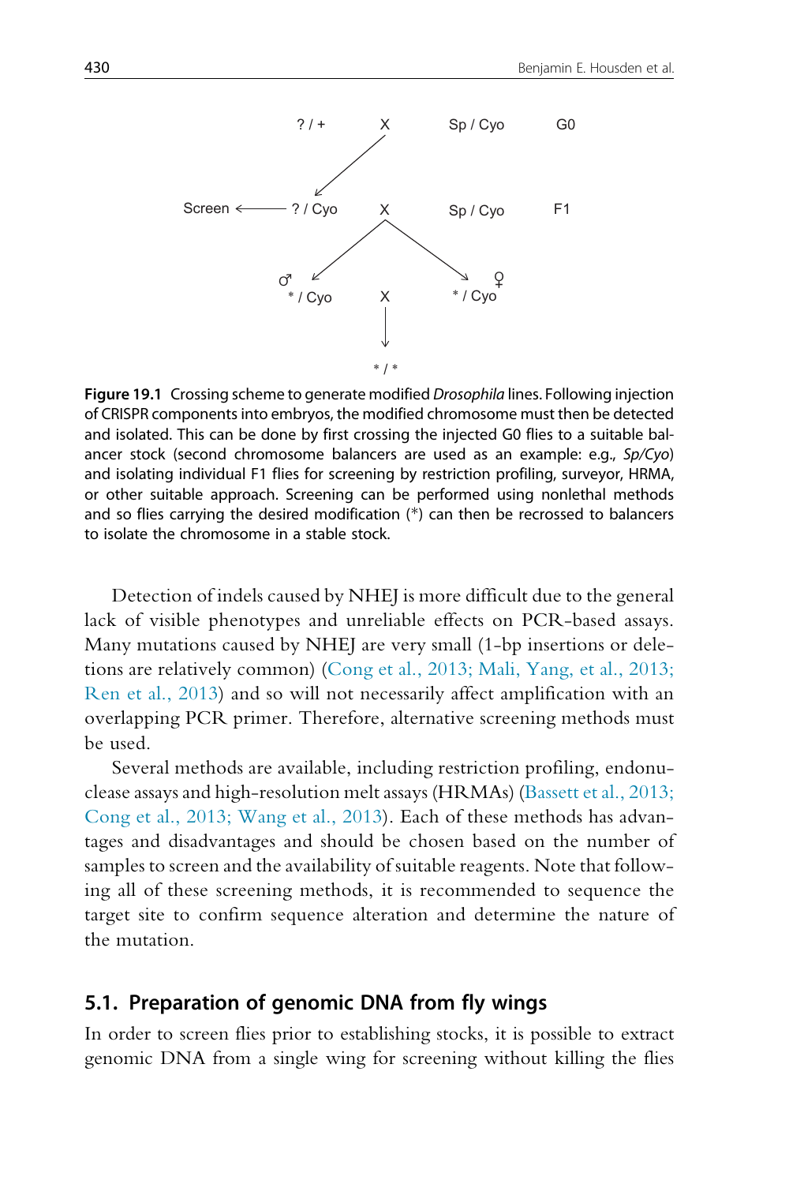?/+ X Sp/Cyo G0

Screen ← ?/Cyo X Sp/Cyo F1

♂ */Cyo X ♀ */Cyo

*/*

**Figure 19.1** Crossing scheme to generate modified *Drosophila* lines. Following injection of CRISPR components into embryos, the modified chromosome must then be detected and isolated. This can be done by first crossing the injected G0 flies to a suitable balancer stock (second chromosome balancers are used as an example: e.g., *Sp/Cyo*) and isolating individual F1 flies for screening by restriction profiling, surveyor, HRMA, or other suitable approach. Screening can be performed using nonlethal methods and so flies carrying the desired modification (*) can then be recrossed to balancers to isolate the chromosome in a stable stock.

Detection of indels caused by NHEJ is more difficult due to the general lack of visible phenotypes and unreliable effects on PCR-based assays. Many mutations caused by NHEJ are very small (1-bp insertions or deletions are relatively common) (Cong et al., 2013; Mali, Yang, et al., 2013; Ren et al., 2013) and so will not necessarily affect amplification with an overlapping PCR primer. Therefore, alternative screening methods must be used.

Several methods are available, including restriction profiling, endonuclease assays and high-resolution melt assays (HRMAs) (Bassett et al., 2013; Cong et al., 2013; Wang et al., 2013). Each of these methods has advantages and disadvantages and should be chosen based on the number of samples to screen and the availability of suitable reagents. Note that following all of these screening methods, it is recommended to sequence the target site to confirm sequence alteration and determine the nature of the mutation.

## 5.1. Preparation of genomic DNA from fly wings

In order to screen flies prior to establishing stocks, it is possible to extract genomic DNA from a single wing for screening without killing the flies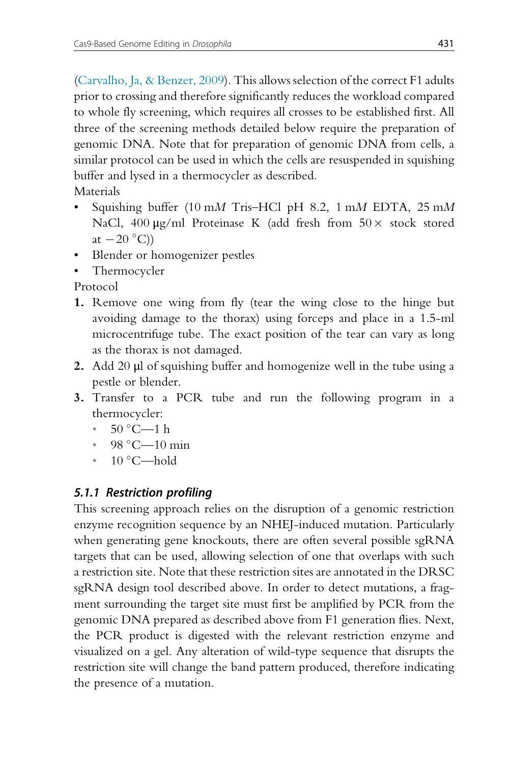(Carvalho, Ja, & Benzer, 2009). This allows selection of the correct F1 adults prior to crossing and therefore significantly reduces the workload compared to whole fly screening, which requires all crosses to be established first. All three of the screening methods detailed below require the preparation of genomic DNA. Note that for preparation of genomic DNA from cells, a similar protocol can be used in which the cells are resuspended in squishing buffer and lysed in a thermocycler as described.

Materials

- Squishing buffer (10 m*M* Tris–HCl pH 8.2, 1 m*M* EDTA, 25 m*M* NaCl, 400 μg/ml Proteinase K (add fresh from 50× stock stored at −20 °C))
- Blender or homogenizer pestles
- Thermocycler

Protocol

1. Remove one wing from fly (tear the wing close to the hinge but avoiding damage to the thorax) using forceps and place in a 1.5-ml microcentrifuge tube. The exact position of the tear can vary as long as the thorax is not damaged.
2. Add 20 μl of squishing buffer and homogenize well in the tube using a pestle or blender.
3. Transfer to a PCR tube and run the following program in a thermocycler:
   - 50 °C—1 h
   - 98 °C—10 min
   - 10 °C—hold

### 5.1.1 Restriction profiling

This screening approach relies on the disruption of a genomic restriction enzyme recognition sequence by an NHEJ-induced mutation. Particularly when generating gene knockouts, there are often several possible sgRNA targets that can be used, allowing selection of one that overlaps with such a restriction site. Note that these restriction sites are annotated in the DRSC sgRNA design tool described above. In order to detect mutations, a fragment surrounding the target site must first be amplified by PCR from the genomic DNA prepared as described above from F1 generation flies. Next, the PCR product is digested with the relevant restriction enzyme and visualized on a gel. Any alteration of wild-type sequence that disrupts the restriction site will change the band pattern produced, therefore indicating the presence of a mutation.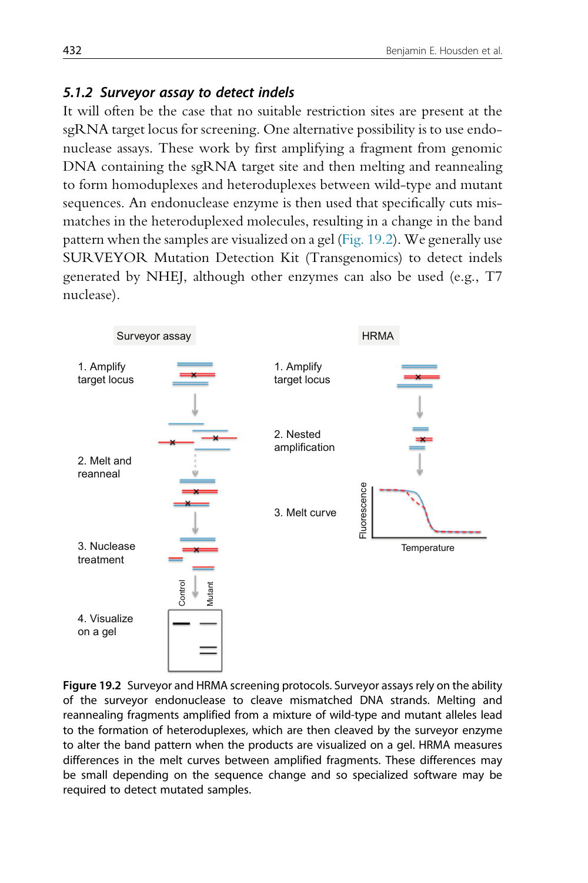### 5.1.2 Surveyor assay to detect indels

It will often be the case that no suitable restriction sites are present at the sgRNA target locus for screening. One alternative possibility is to use endonuclease assays. These work by first amplifying a fragment from genomic DNA containing the sgRNA target site and then melting and reannealing to form homoduplexes and heteroduplexes between wild-type and mutant sequences. An endonuclease enzyme is then used that specifically cuts mismatches in the heteroduplexed molecules, resulting in a change in the band pattern when the samples are visualized on a gel (Fig. 19.2). We generally use SURVEYOR Mutation Detection Kit (Transgenomics) to detect indels generated by NHEJ, although other enzymes can also be used (e.g., T7 nuclease).

**Figure 19.2** Surveyor and HRMA screening protocols. Surveyor assays rely on the ability of the surveyor endonuclease to cleave mismatched DNA strands. Melting and reannealing fragments amplified from a mixture of wild-type and mutant alleles lead to the formation of heteroduplexes, which are then cleaved by the surveyor enzyme to alter the band pattern when the products are visualized on a gel. HRMA measures differences in the melt curves between amplified fragments. These differences may be small depending on the sequence change and so specialized software may be required to detect mutated samples.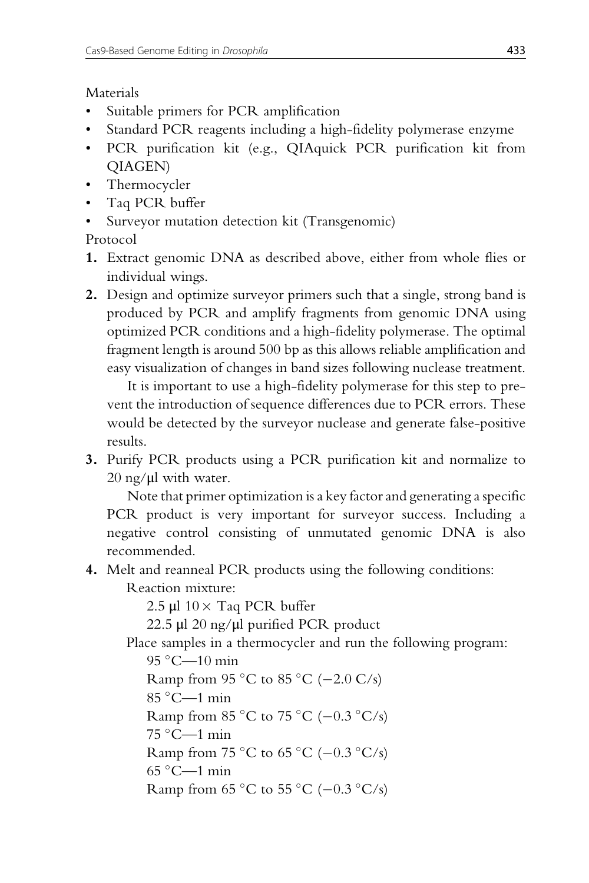Materials

- Suitable primers for PCR amplification
- Standard PCR reagents including a high-fidelity polymerase enzyme
- PCR purification kit (e.g., QIAquick PCR purification kit from QIAGEN)
- Thermocycler
- Taq PCR buffer
- Surveyor mutation detection kit (Transgenomic)

Protocol

1. Extract genomic DNA as described above, either from whole flies or individual wings.
2. Design and optimize surveyor primers such that a single, strong band is produced by PCR and amplify fragments from genomic DNA using optimized PCR conditions and a high-fidelity polymerase. The optimal fragment length is around 500 bp as this allows reliable amplification and easy visualization of changes in band sizes following nuclease treatment.

   It is important to use a high-fidelity polymerase for this step to prevent the introduction of sequence differences due to PCR errors. These would be detected by the surveyor nuclease and generate false-positive results.
3. Purify PCR products using a PCR purification kit and normalize to 20 ng/μl with water.

   Note that primer optimization is a key factor and generating a specific PCR product is very important for surveyor success. Including a negative control consisting of unmutated genomic DNA is also recommended.
4. Melt and reanneal PCR products using the following conditions:

   Reaction mixture:

   2.5 μl 10 × Taq PCR buffer

   22.5 μl 20 ng/μl purified PCR product

   Place samples in a thermocycler and run the following program:

   95 °C—10 min

   Ramp from 95 °C to 85 °C (−2.0 C/s)

   85 °C—1 min

   Ramp from 85 °C to 75 °C (−0.3 °C/s)

   75 °C—1 min

   Ramp from 75 °C to 65 °C (−0.3 °C/s)

   65 °C—1 min

   Ramp from 65 °C to 55 °C (−0.3 °C/s)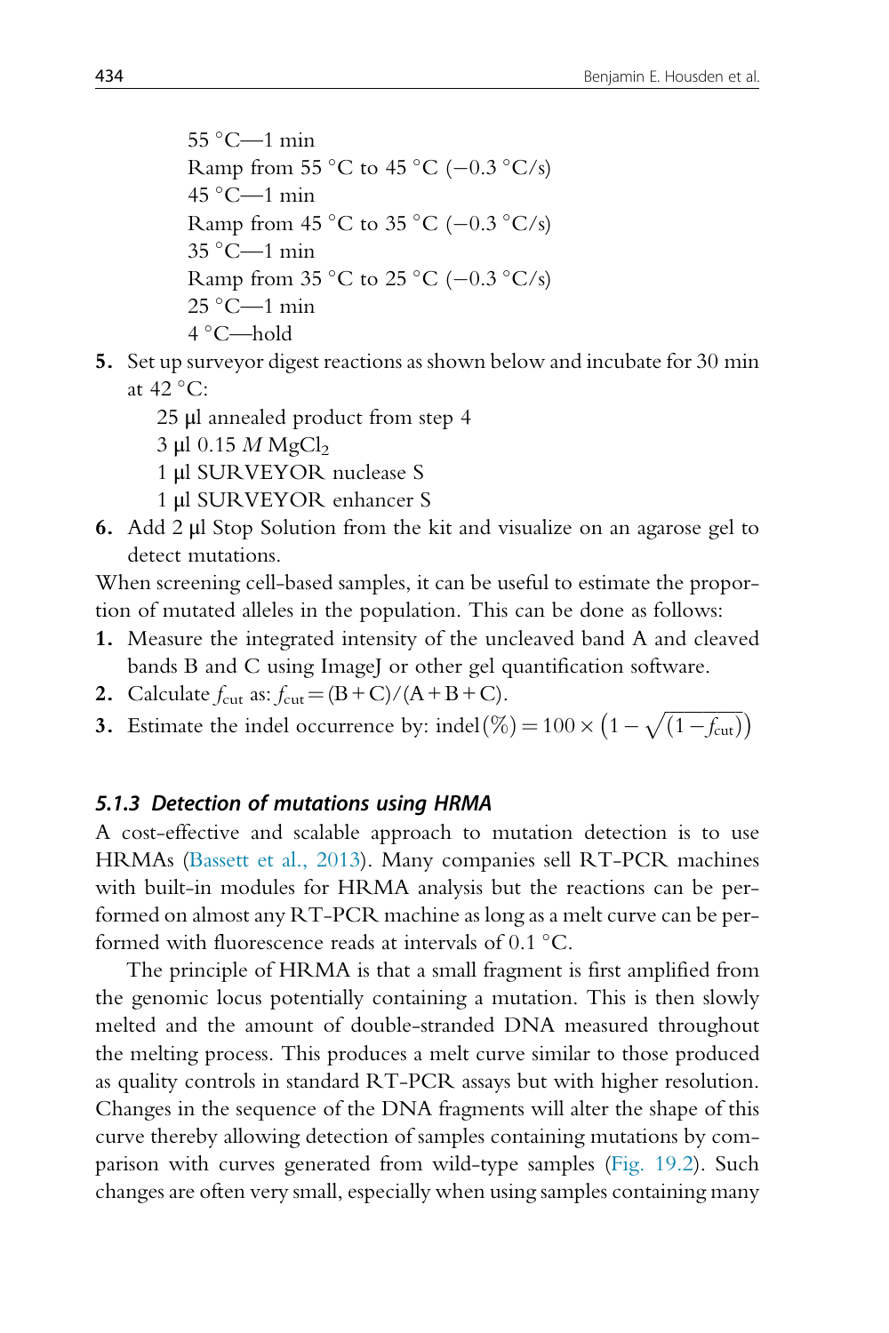55 °C—1 min
Ramp from 55 °C to 45 °C (−0.3 °C/s)
45 °C—1 min
Ramp from 45 °C to 35 °C (−0.3 °C/s)
35 °C—1 min
Ramp from 35 °C to 25 °C (−0.3 °C/s)
25 °C—1 min
4 °C—hold

5. Set up surveyor digest reactions as shown below and incubate for 30 min at 42 °C:
   - 25 μl annealed product from step 4
   - 3 μl 0.15 *M* $MgCl_2$
   - 1 μl SURVEYOR nuclease S
   - 1 μl SURVEYOR enhancer S
6. Add 2 μl Stop Solution from the kit and visualize on an agarose gel to detect mutations.

When screening cell-based samples, it can be useful to estimate the proportion of mutated alleles in the population. This can be done as follows:

1. Measure the integrated intensity of the uncleaved band A and cleaved bands B and C using ImageJ or other gel quantification software.
2. Calculate $f_{cut}$ as: $f_{cut} = (B + C)/(A + B + C)$.
3. Estimate the indel occurrence by: $\text{indel}(\%) = 100 \times \left(1 - \sqrt{(1 - f_{cut})}\right)$

### 5.1.3 Detection of mutations using HRMA

A cost-effective and scalable approach to mutation detection is to use HRMAs (Bassett et al., 2013). Many companies sell RT-PCR machines with built-in modules for HRMA analysis but the reactions can be performed on almost any RT-PCR machine as long as a melt curve can be performed with fluorescence reads at intervals of 0.1 °C.

The principle of HRMA is that a small fragment is first amplified from the genomic locus potentially containing a mutation. This is then slowly melted and the amount of double-stranded DNA measured throughout the melting process. This produces a melt curve similar to those produced as quality controls in standard RT-PCR assays but with higher resolution. Changes in the sequence of the DNA fragments will alter the shape of this curve thereby allowing detection of samples containing mutations by comparison with curves generated from wild-type samples (Fig. 19.2). Such changes are often very small, especially when using samples containing many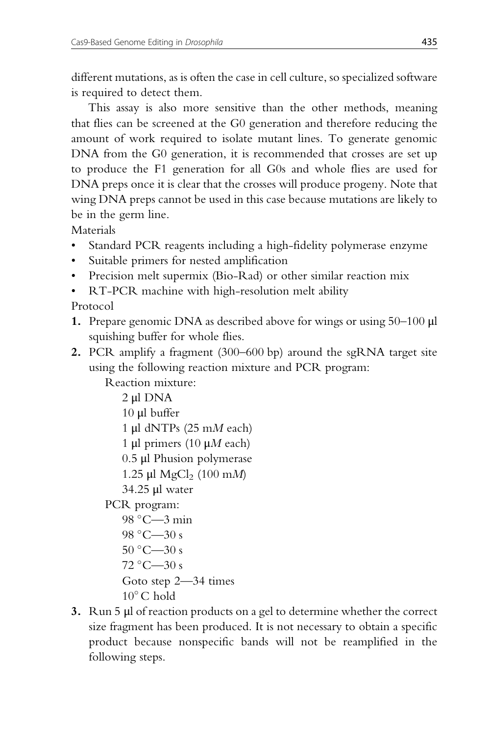different mutations, as is often the case in cell culture, so specialized software is required to detect them.

This assay is also more sensitive than the other methods, meaning that flies can be screened at the G0 generation and therefore reducing the amount of work required to isolate mutant lines. To generate genomic DNA from the G0 generation, it is recommended that crosses are set up to produce the F1 generation for all G0s and whole flies are used for DNA preps once it is clear that the crosses will produce progeny. Note that wing DNA preps cannot be used in this case because mutations are likely to be in the germ line.

Materials

- Standard PCR reagents including a high-fidelity polymerase enzyme
- Suitable primers for nested amplification
- Precision melt supermix (Bio-Rad) or other similar reaction mix
- RT-PCR machine with high-resolution melt ability

Protocol

1. Prepare genomic DNA as described above for wings or using 50–100 μl squishing buffer for whole flies.
2. PCR amplify a fragment (300–600 bp) around the sgRNA target site using the following reaction mixture and PCR program:

   Reaction mixture:

   2 μl DNA
   10 μl buffer
   1 μl dNTPs (25 m*M* each)
   1 μl primers (10 μ*M* each)
   0.5 μl Phusion polymerase
   1.25 μl $MgCl_2$ (100 m*M*)
   34.25 μl water

   PCR program:

   98 °C—3 min
   98 °C—30 s
   50 °C—30 s
   72 °C—30 s
   Goto step 2—34 times
   10° C hold

3. Run 5 μl of reaction products on a gel to determine whether the correct size fragment has been produced. It is not necessary to obtain a specific product because nonspecific bands will not be reamplified in the following steps.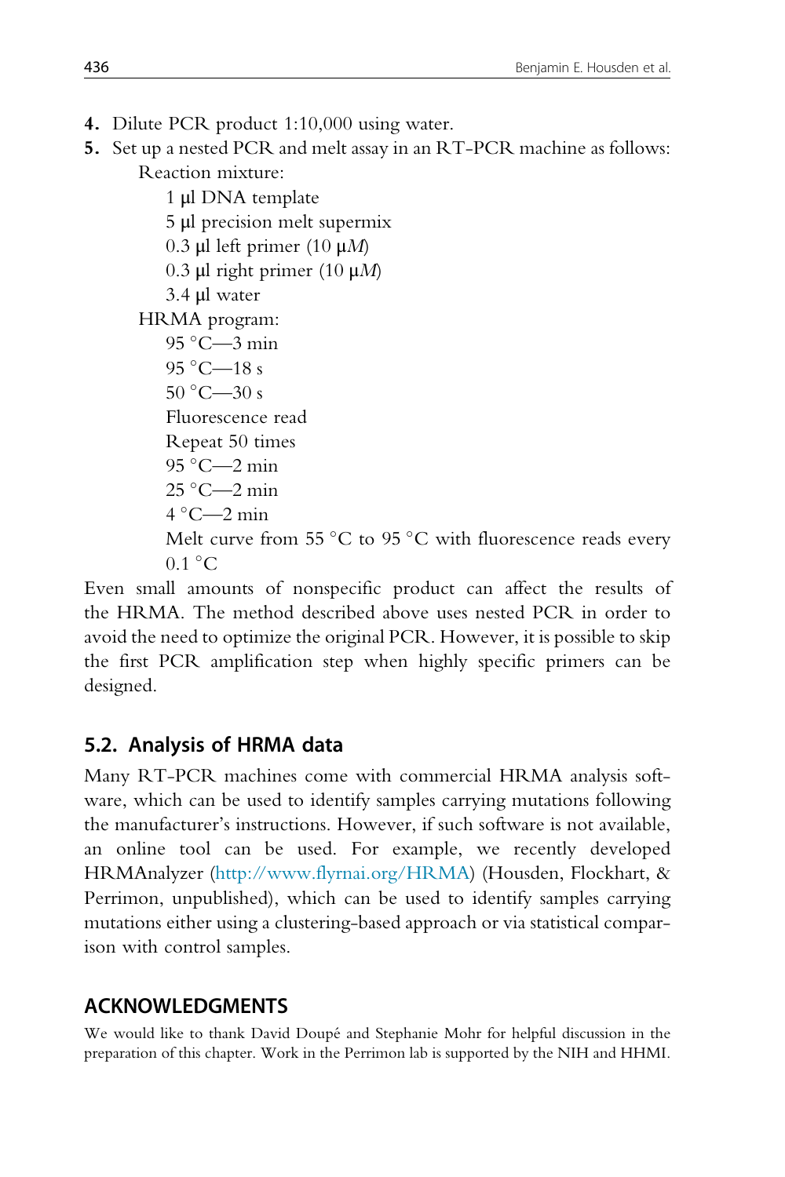4. Dilute PCR product 1:10,000 using water.
5. Set up a nested PCR and melt assay in an RT-PCR machine as follows:

   Reaction mixture:

   1 μl DNA template
   5 μl precision melt supermix
   0.3 μl left primer (10 μ*M*)
   0.3 μl right primer (10 μ*M*)
   3.4 μl water

   HRMA program:

   95 °C—3 min
   95 °C—18 s
   50 °C—30 s
   Fluorescence read
   Repeat 50 times
   95 °C—2 min
   25 °C—2 min
   4 °C—2 min
   Melt curve from 55 °C to 95 °C with fluorescence reads every 0.1 °C

Even small amounts of nonspecific product can affect the results of the HRMA. The method described above uses nested PCR in order to avoid the need to optimize the original PCR. However, it is possible to skip the first PCR amplification step when highly specific primers can be designed.

## 5.2. Analysis of HRMA data

Many RT-PCR machines come with commercial HRMA analysis software, which can be used to identify samples carrying mutations following the manufacturer's instructions. However, if such software is not available, an online tool can be used. For example, we recently developed HRMAnalyzer (http://www.flyrnai.org/HRMA) (Housden, Flockhart, & Perrimon, unpublished), which can be used to identify samples carrying mutations either using a clustering-based approach or via statistical comparison with control samples.

## ACKNOWLEDGMENTS

We would like to thank David Doupé and Stephanie Mohr for helpful discussion in the preparation of this chapter. Work in the Perrimon lab is supported by the NIH and HHMI.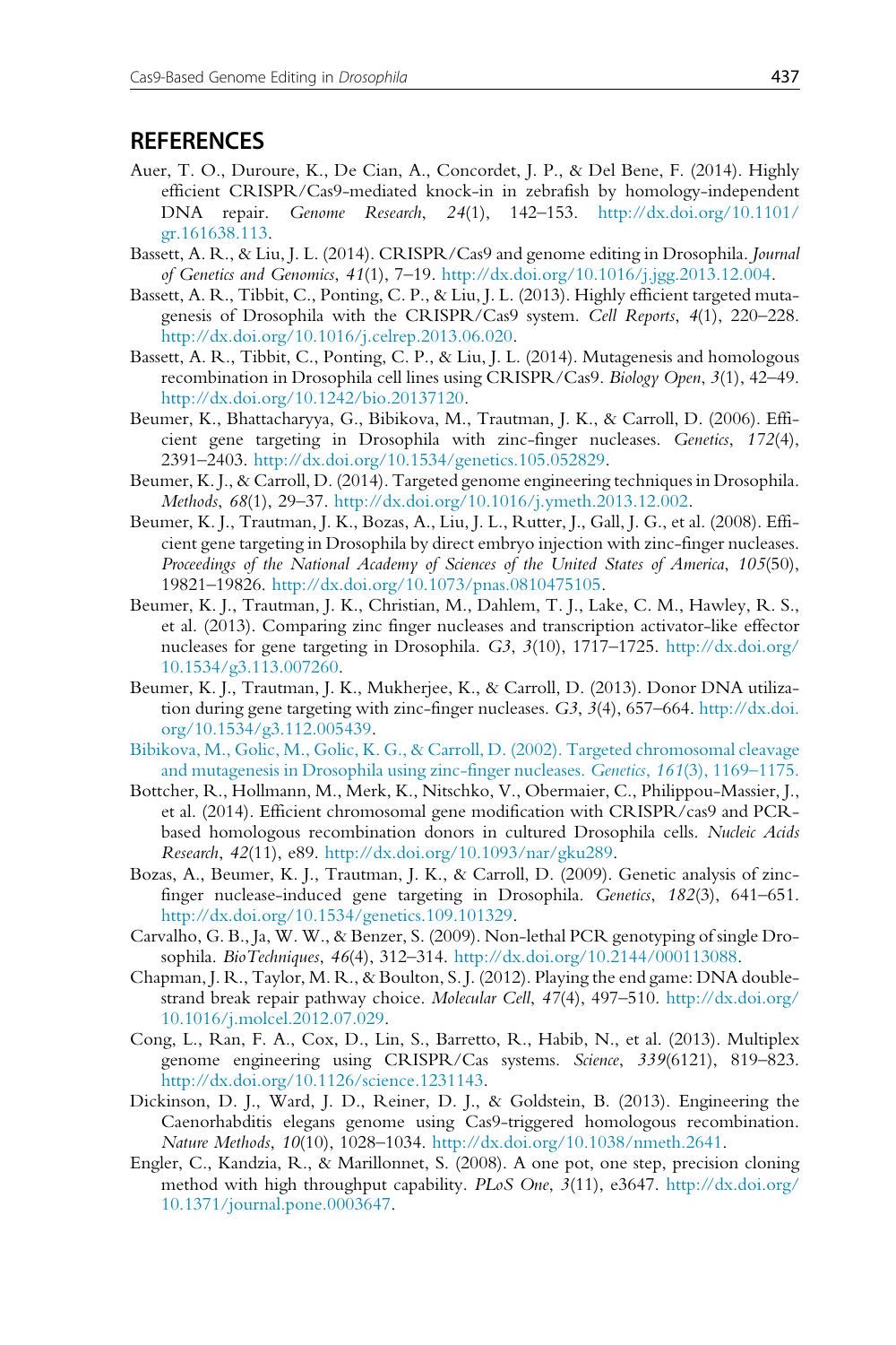## REFERENCES

Auer, T. O., Duroure, K., De Cian, A., Concordet, J. P., & Del Bene, F. (2014). Highly efficient CRISPR/Cas9-mediated knock-in in zebrafish by homology-independent DNA repair. *Genome Research*, *24*(1), 142–153. http://dx.doi.org/10.1101/gr.161638.113.

Bassett, A. R., & Liu, J. L. (2014). CRISPR/Cas9 and genome editing in Drosophila. *Journal of Genetics and Genomics*, *41*(1), 7–19. http://dx.doi.org/10.1016/j.jgg.2013.12.004.

Bassett, A. R., Tibbit, C., Ponting, C. P., & Liu, J. L. (2013). Highly efficient targeted mutagenesis of Drosophila with the CRISPR/Cas9 system. *Cell Reports*, *4*(1), 220–228. http://dx.doi.org/10.1016/j.celrep.2013.06.020.

Bassett, A. R., Tibbit, C., Ponting, C. P., & Liu, J. L. (2014). Mutagenesis and homologous recombination in Drosophila cell lines using CRISPR/Cas9. *Biology Open*, *3*(1), 42–49. http://dx.doi.org/10.1242/bio.20137120.

Beumer, K., Bhattacharyya, G., Bibikova, M., Trautman, J. K., & Carroll, D. (2006). Efficient gene targeting in Drosophila with zinc-finger nucleases. *Genetics*, *172*(4), 2391–2403. http://dx.doi.org/10.1534/genetics.105.052829.

Beumer, K. J., & Carroll, D. (2014). Targeted genome engineering techniques in Drosophila. *Methods*, *68*(1), 29–37. http://dx.doi.org/10.1016/j.ymeth.2013.12.002.

Beumer, K. J., Trautman, J. K., Bozas, A., Liu, J. L., Rutter, J., Gall, J. G., et al. (2008). Efficient gene targeting in Drosophila by direct embryo injection with zinc-finger nucleases. *Proceedings of the National Academy of Sciences of the United States of America*, *105*(50), 19821–19826. http://dx.doi.org/10.1073/pnas.0810475105.

Beumer, K. J., Trautman, J. K., Christian, M., Dahlem, T. J., Lake, C. M., Hawley, R. S., et al. (2013). Comparing zinc finger nucleases and transcription activator-like effector nucleases for gene targeting in Drosophila. *G3*, *3*(10), 1717–1725. http://dx.doi.org/10.1534/g3.113.007260.

Beumer, K. J., Trautman, J. K., Mukherjee, K., & Carroll, D. (2013). Donor DNA utilization during gene targeting with zinc-finger nucleases. *G3*, *3*(4), 657–664. http://dx.doi.org/10.1534/g3.112.005439.

Bibikova, M., Golic, M., Golic, K. G., & Carroll, D. (2002). Targeted chromosomal cleavage and mutagenesis in Drosophila using zinc-finger nucleases. *Genetics*, *161*(3), 1169–1175.

Bottcher, R., Hollmann, M., Merk, K., Nitschko, V., Obermaier, C., Philippou-Massier, J., et al. (2014). Efficient chromosomal gene modification with CRISPR/cas9 and PCR-based homologous recombination donors in cultured Drosophila cells. *Nucleic Acids Research*, *42*(11), e89. http://dx.doi.org/10.1093/nar/gku289.

Bozas, A., Beumer, K. J., Trautman, J. K., & Carroll, D. (2009). Genetic analysis of zinc-finger nuclease-induced gene targeting in Drosophila. *Genetics*, *182*(3), 641–651. http://dx.doi.org/10.1534/genetics.109.101329.

Carvalho, G. B., Ja, W. W., & Benzer, S. (2009). Non-lethal PCR genotyping of single Drosophila. *BioTechniques*, *46*(4), 312–314. http://dx.doi.org/10.2144/000113088.

Chapman, J. R., Taylor, M. R., & Boulton, S. J. (2012). Playing the end game: DNA double-strand break repair pathway choice. *Molecular Cell*, *47*(4), 497–510. http://dx.doi.org/10.1016/j.molcel.2012.07.029.

Cong, L., Ran, F. A., Cox, D., Lin, S., Barretto, R., Habib, N., et al. (2013). Multiplex genome engineering using CRISPR/Cas systems. *Science*, *339*(6121), 819–823. http://dx.doi.org/10.1126/science.1231143.

Dickinson, D. J., Ward, J. D., Reiner, D. J., & Goldstein, B. (2013). Engineering the Caenorhabditis elegans genome using Cas9-triggered homologous recombination. *Nature Methods*, *10*(10), 1028–1034. http://dx.doi.org/10.1038/nmeth.2641.

Engler, C., Kandzia, R., & Marillonnet, S. (2008). A one pot, one step, precision cloning method with high throughput capability. *PLoS One*, *3*(11), e3647. http://dx.doi.org/10.1371/journal.pone.0003647.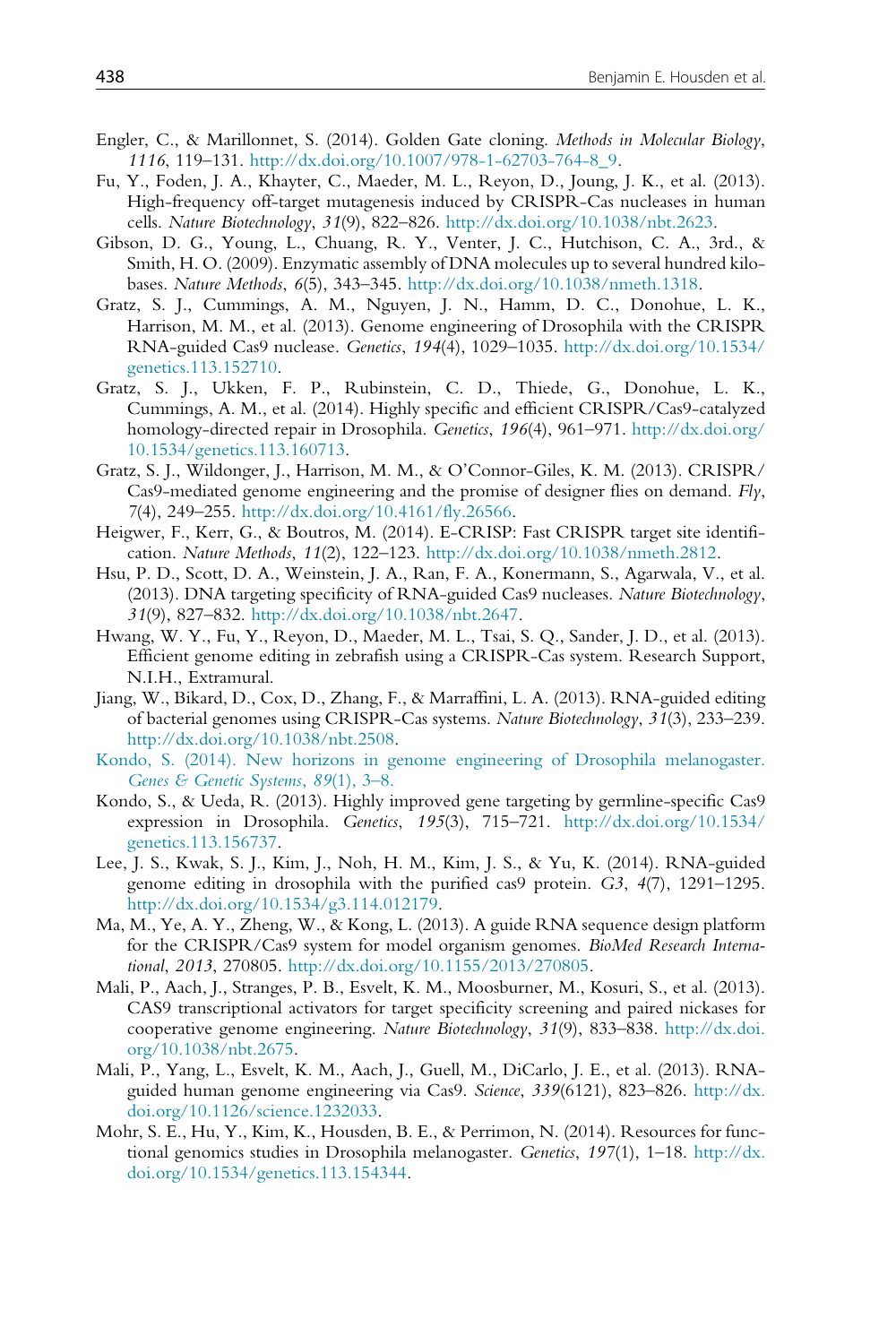Engler, C., & Marillonnet, S. (2014). Golden Gate cloning. *Methods in Molecular Biology*, *1116*, 119–131. http://dx.doi.org/10.1007/978-1-62703-764-8_9.

Fu, Y., Foden, J. A., Khayter, C., Maeder, M. L., Reyon, D., Joung, J. K., et al. (2013). High-frequency off-target mutagenesis induced by CRISPR-Cas nucleases in human cells. *Nature Biotechnology*, *31*(9), 822–826. http://dx.doi.org/10.1038/nbt.2623.

Gibson, D. G., Young, L., Chuang, R. Y., Venter, J. C., Hutchison, C. A., 3rd., & Smith, H. O. (2009). Enzymatic assembly of DNA molecules up to several hundred kilobases. *Nature Methods*, *6*(5), 343–345. http://dx.doi.org/10.1038/nmeth.1318.

Gratz, S. J., Cummings, A. M., Nguyen, J. N., Hamm, D. C., Donohue, L. K., Harrison, M. M., et al. (2013). Genome engineering of Drosophila with the CRISPR RNA-guided Cas9 nuclease. *Genetics*, *194*(4), 1029–1035. http://dx.doi.org/10.1534/genetics.113.152710.

Gratz, S. J., Ukken, F. P., Rubinstein, C. D., Thiede, G., Donohue, L. K., Cummings, A. M., et al. (2014). Highly specific and efficient CRISPR/Cas9-catalyzed homology-directed repair in Drosophila. *Genetics*, *196*(4), 961–971. http://dx.doi.org/10.1534/genetics.113.160713.

Gratz, S. J., Wildonger, J., Harrison, M. M., & O'Connor-Giles, K. M. (2013). CRISPR/Cas9-mediated genome engineering and the promise of designer flies on demand. *Fly*, *7*(4), 249–255. http://dx.doi.org/10.4161/fly.26566.

Heigwer, F., Kerr, G., & Boutros, M. (2014). E-CRISP: Fast CRISPR target site identification. *Nature Methods*, *11*(2), 122–123. http://dx.doi.org/10.1038/nmeth.2812.

Hsu, P. D., Scott, D. A., Weinstein, J. A., Ran, F. A., Konermann, S., Agarwala, V., et al. (2013). DNA targeting specificity of RNA-guided Cas9 nucleases. *Nature Biotechnology*, *31*(9), 827–832. http://dx.doi.org/10.1038/nbt.2647.

Hwang, W. Y., Fu, Y., Reyon, D., Maeder, M. L., Tsai, S. Q., Sander, J. D., et al. (2013). Efficient genome editing in zebrafish using a CRISPR-Cas system. Research Support, N.I.H., Extramural.

Jiang, W., Bikard, D., Cox, D., Zhang, F., & Marraffini, L. A. (2013). RNA-guided editing of bacterial genomes using CRISPR-Cas systems. *Nature Biotechnology*, *31*(3), 233–239. http://dx.doi.org/10.1038/nbt.2508.

Kondo, S. (2014). New horizons in genome engineering of Drosophila melanogaster. *Genes & Genetic Systems*, *89*(1), 3–8.

Kondo, S., & Ueda, R. (2013). Highly improved gene targeting by germline-specific Cas9 expression in Drosophila. *Genetics*, *195*(3), 715–721. http://dx.doi.org/10.1534/genetics.113.156737.

Lee, J. S., Kwak, S. J., Kim, J., Noh, H. M., Kim, J. S., & Yu, K. (2014). RNA-guided genome editing in drosophila with the purified cas9 protein. *G3*, *4*(7), 1291–1295. http://dx.doi.org/10.1534/g3.114.012179.

Ma, M., Ye, A. Y., Zheng, W., & Kong, L. (2013). A guide RNA sequence design platform for the CRISPR/Cas9 system for model organism genomes. *BioMed Research International*, *2013*, 270805. http://dx.doi.org/10.1155/2013/270805.

Mali, P., Aach, J., Stranges, P. B., Esvelt, K. M., Moosburner, M., Kosuri, S., et al. (2013). CAS9 transcriptional activators for target specificity screening and paired nickases for cooperative genome engineering. *Nature Biotechnology*, *31*(9), 833–838. http://dx.doi.org/10.1038/nbt.2675.

Mali, P., Yang, L., Esvelt, K. M., Aach, J., Guell, M., DiCarlo, J. E., et al. (2013). RNA-guided human genome engineering via Cas9. *Science*, *339*(6121), 823–826. http://dx.doi.org/10.1126/science.1232033.

Mohr, S. E., Hu, Y., Kim, K., Housden, B. E., & Perrimon, N. (2014). Resources for functional genomics studies in Drosophila melanogaster. *Genetics*, *197*(1), 1–18. http://dx.doi.org/10.1534/genetics.113.154344.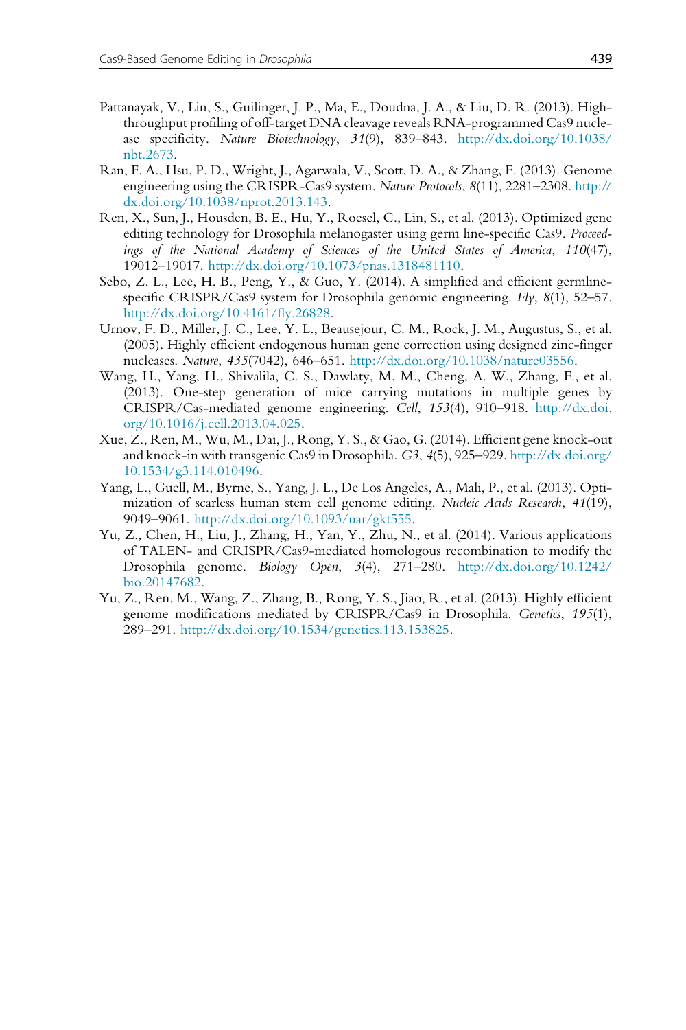Pattanayak, V., Lin, S., Guilinger, J. P., Ma, E., Doudna, J. A., & Liu, D. R. (2013). High-throughput profiling of off-target DNA cleavage reveals RNA-programmed Cas9 nuclease specificity. *Nature Biotechnology*, *31*(9), 839–843. http://dx.doi.org/10.1038/nbt.2673.

Ran, F. A., Hsu, P. D., Wright, J., Agarwala, V., Scott, D. A., & Zhang, F. (2013). Genome engineering using the CRISPR-Cas9 system. *Nature Protocols*, *8*(11), 2281–2308. http://dx.doi.org/10.1038/nprot.2013.143.

Ren, X., Sun, J., Housden, B. E., Hu, Y., Roesel, C., Lin, S., et al. (2013). Optimized gene editing technology for Drosophila melanogaster using germ line-specific Cas9. *Proceedings of the National Academy of Sciences of the United States of America*, *110*(47), 19012–19017. http://dx.doi.org/10.1073/pnas.1318481110.

Sebo, Z. L., Lee, H. B., Peng, Y., & Guo, Y. (2014). A simplified and efficient germline-specific CRISPR/Cas9 system for Drosophila genomic engineering. *Fly*, *8*(1), 52–57. http://dx.doi.org/10.4161/fly.26828.

Urnov, F. D., Miller, J. C., Lee, Y. L., Beausejour, C. M., Rock, J. M., Augustus, S., et al. (2005). Highly efficient endogenous human gene correction using designed zinc-finger nucleases. *Nature*, *435*(7042), 646–651. http://dx.doi.org/10.1038/nature03556.

Wang, H., Yang, H., Shivalila, C. S., Dawlaty, M. M., Cheng, A. W., Zhang, F., et al. (2013). One-step generation of mice carrying mutations in multiple genes by CRISPR/Cas-mediated genome engineering. *Cell*, *153*(4), 910–918. http://dx.doi.org/10.1016/j.cell.2013.04.025.

Xue, Z., Ren, M., Wu, M., Dai, J., Rong, Y. S., & Gao, G. (2014). Efficient gene knock-out and knock-in with transgenic Cas9 in Drosophila. *G3*, *4*(5), 925–929. http://dx.doi.org/10.1534/g3.114.010496.

Yang, L., Guell, M., Byrne, S., Yang, J. L., De Los Angeles, A., Mali, P., et al. (2013). Optimization of scarless human stem cell genome editing. *Nucleic Acids Research*, *41*(19), 9049–9061. http://dx.doi.org/10.1093/nar/gkt555.

Yu, Z., Chen, H., Liu, J., Zhang, H., Yan, Y., Zhu, N., et al. (2014). Various applications of TALEN- and CRISPR/Cas9-mediated homologous recombination to modify the Drosophila genome. *Biology Open*, *3*(4), 271–280. http://dx.doi.org/10.1242/bio.20147682.

Yu, Z., Ren, M., Wang, Z., Zhang, B., Rong, Y. S., Jiao, R., et al. (2013). Highly efficient genome modifications mediated by CRISPR/Cas9 in Drosophila. *Genetics*, *195*(1), 289–291. http://dx.doi.org/10.1534/genetics.113.153825.